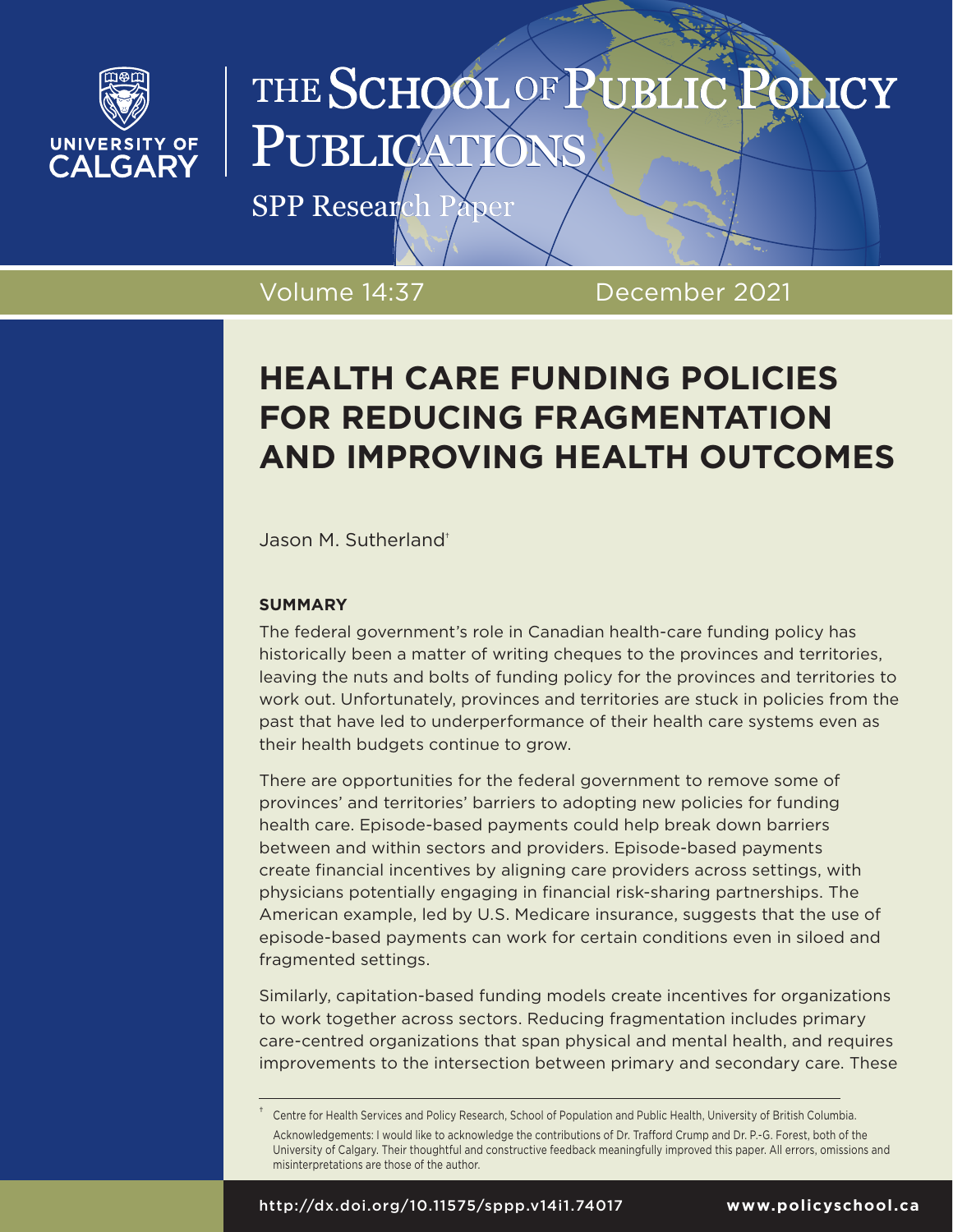# THE SCHOOL OF PUBLIC POLICY PUBLICATIONS

SPP Research Paper

Volume 14:37 December 2021

## HEALTH CARE FUNDING POLICIES FOR REDUCING FRAGMENTATION AND IMPROVING HEALTH OUTCOMES

Jason M. Sutherland[†]

### SUMMARY

The federal government's role in Canadian health-care funding policy has historically been a matter of writing cheques to the provinces and territories, leaving the nuts and bolts of funding policy for the provinces and territories to work out. Unfortunately, provinces and territories are stuck in policies from the past that have led to underperformance of their health care systems even as their health budgets continue to grow.

There are opportunities for the federal government to remove some of provinces' and territories' barriers to adopting new policies for funding health care. Episode-based payments could help break down barriers between and within sectors and providers. Episode-based payments create financial incentives by aligning care providers across settings, with physicians potentially engaging in financial risk-sharing partnerships. The American example, led by U.S. Medicare insurance, suggests that the use of episode-based payments can work for certain conditions even in siloed and fragmented settings.

Similarly, capitation-based funding models create incentives for organizations to work together across sectors. Reducing fragmentation includes primary care-centred organizations that span physical and mental health, and requires improvements to the intersection between primary and secondary care. These

[†] Centre for Health Services and Policy Research, School of Population and Public Health, University of British Columbia.

Acknowledgements: I would like to acknowledge the contributions of Dr. Trafford Crump and Dr. P.-G. Forest, both of the University of Calgary. Their thoughtful and constructive feedback meaningfully improved this paper. All errors, omissions and misinterpretations are those of the author.

http://dx.doi.org/10.11575/sppp.v14i1.74017 www.policyschool.ca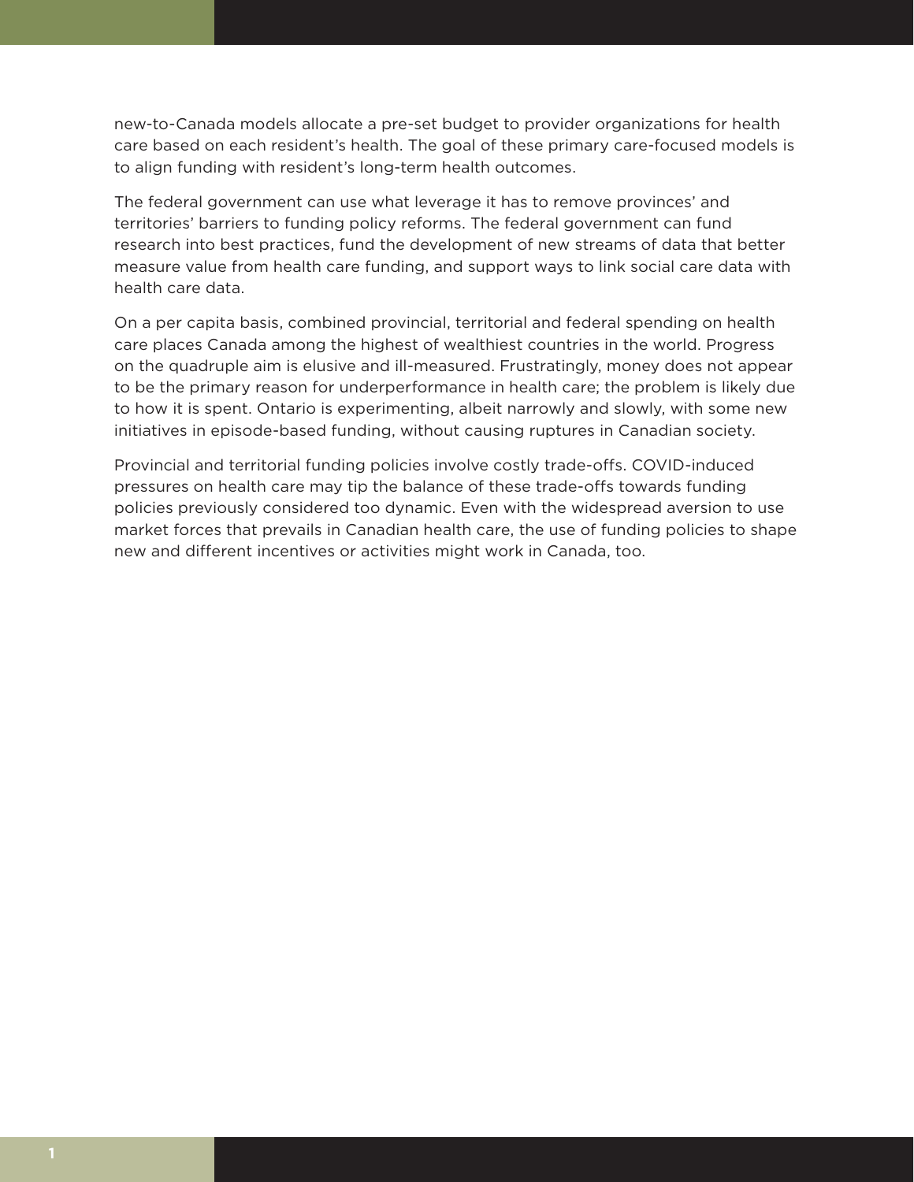new-to-Canada models allocate a pre-set budget to provider organizations for health care based on each resident's health. The goal of these primary care-focused models is to align funding with resident's long-term health outcomes.

The federal government can use what leverage it has to remove provinces' and territories' barriers to funding policy reforms. The federal government can fund research into best practices, fund the development of new streams of data that better measure value from health care funding, and support ways to link social care data with health care data.

On a per capita basis, combined provincial, territorial and federal spending on health care places Canada among the highest of wealthiest countries in the world. Progress on the quadruple aim is elusive and ill-measured. Frustratingly, money does not appear to be the primary reason for underperformance in health care; the problem is likely due to how it is spent. Ontario is experimenting, albeit narrowly and slowly, with some new initiatives in episode-based funding, without causing ruptures in Canadian society.

Provincial and territorial funding policies involve costly trade-offs. COVID-induced pressures on health care may tip the balance of these trade-offs towards funding policies previously considered too dynamic. Even with the widespread aversion to use market forces that prevails in Canadian health care, the use of funding policies to shape new and different incentives or activities might work in Canada, too.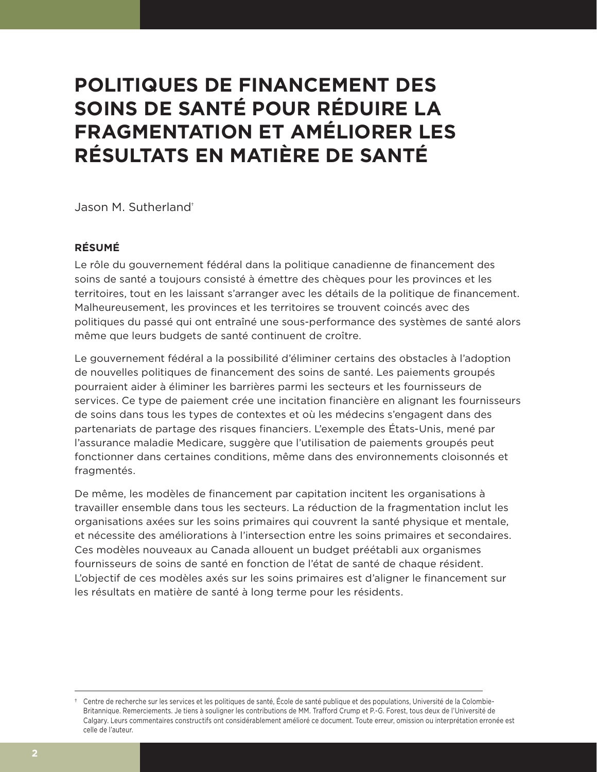# POLITIQUES DE FINANCEMENT DES SOINS DE SANTÉ POUR RÉDUIRE LA FRAGMENTATION ET AMÉLIORER LES RÉSULTATS EN MATIÈRE DE SANTÉ

Jason M. Sutherland[†]

### RÉSUMÉ

Le rôle du gouvernement fédéral dans la politique canadienne de financement des soins de santé a toujours consisté à émettre des chèques pour les provinces et les territoires, tout en les laissant s'arranger avec les détails de la politique de financement. Malheureusement, les provinces et les territoires se trouvent coincés avec des politiques du passé qui ont entraîné une sous-performance des systèmes de santé alors même que leurs budgets de santé continuent de croître.

Le gouvernement fédéral a la possibilité d'éliminer certains des obstacles à l'adoption de nouvelles politiques de financement des soins de santé. Les paiements groupés pourraient aider à éliminer les barrières parmi les secteurs et les fournisseurs de services. Ce type de paiement crée une incitation financière en alignant les fournisseurs de soins dans tous les types de contextes et où les médecins s'engagent dans des partenariats de partage des risques financiers. L'exemple des États-Unis, mené par l'assurance maladie Medicare, suggère que l'utilisation de paiements groupés peut fonctionner dans certaines conditions, même dans des environnements cloisonnés et fragmentés.

De même, les modèles de financement par capitation incitent les organisations à travailler ensemble dans tous les secteurs. La réduction de la fragmentation inclut les organisations axées sur les soins primaires qui couvrent la santé physique et mentale, et nécessite des améliorations à l'intersection entre les soins primaires et secondaires. Ces modèles nouveaux au Canada allouent un budget préétabli aux organismes fournisseurs de soins de santé en fonction de l'état de santé de chaque résident. L'objectif de ces modèles axés sur les soins primaires est d'aligner le financement sur les résultats en matière de santé à long terme pour les résidents.

---

[†] Centre de recherche sur les services et les politiques de santé, École de santé publique et des populations, Université de la Colombie-Britannique. Remerciements. Je tiens à souligner les contributions de MM. Trafford Crump et P.-G. Forest, tous deux de l'Université de Calgary. Leurs commentaires constructifs ont considérablement amélioré ce document. Toute erreur, omission ou interprétation erronée est celle de l'auteur.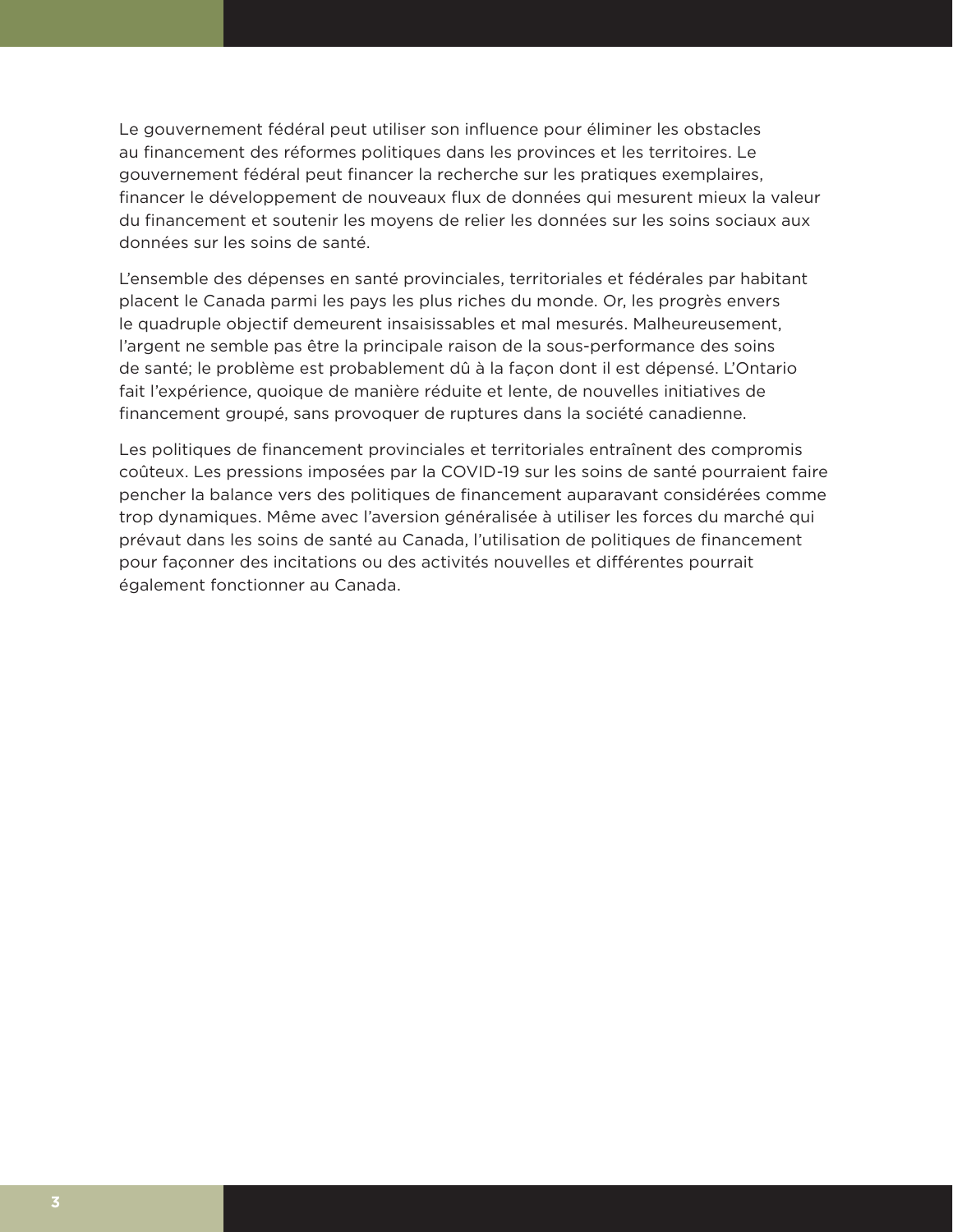Le gouvernement fédéral peut utiliser son influence pour éliminer les obstacles au financement des réformes politiques dans les provinces et les territoires. Le gouvernement fédéral peut financer la recherche sur les pratiques exemplaires, financer le développement de nouveaux flux de données qui mesurent mieux la valeur du financement et soutenir les moyens de relier les données sur les soins sociaux aux données sur les soins de santé.

L'ensemble des dépenses en santé provinciales, territoriales et fédérales par habitant placent le Canada parmi les pays les plus riches du monde. Or, les progrès envers le quadruple objectif demeurent insaisissables et mal mesurés. Malheureusement, l'argent ne semble pas être la principale raison de la sous-performance des soins de santé; le problème est probablement dû à la façon dont il est dépensé. L'Ontario fait l'expérience, quoique de manière réduite et lente, de nouvelles initiatives de financement groupé, sans provoquer de ruptures dans la société canadienne.

Les politiques de financement provinciales et territoriales entraînent des compromis coûteux. Les pressions imposées par la COVID-19 sur les soins de santé pourraient faire pencher la balance vers des politiques de financement auparavant considérées comme trop dynamiques. Même avec l'aversion généralisée à utiliser les forces du marché qui prévaut dans les soins de santé au Canada, l'utilisation de politiques de financement pour façonner des incitations ou des activités nouvelles et différentes pourrait également fonctionner au Canada.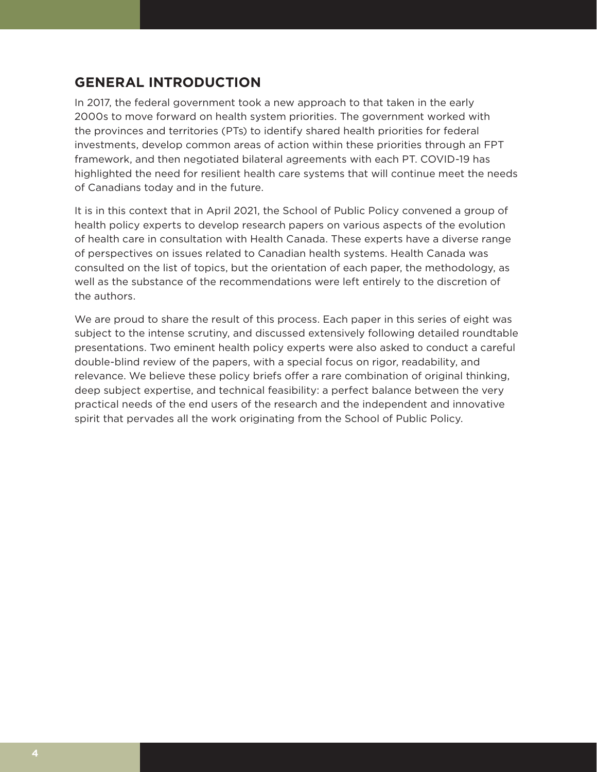## GENERAL INTRODUCTION

In 2017, the federal government took a new approach to that taken in the early 2000s to move forward on health system priorities. The government worked with the provinces and territories (PTs) to identify shared health priorities for federal investments, develop common areas of action within these priorities through an FPT framework, and then negotiated bilateral agreements with each PT. COVID-19 has highlighted the need for resilient health care systems that will continue meet the needs of Canadians today and in the future.

It is in this context that in April 2021, the School of Public Policy convened a group of health policy experts to develop research papers on various aspects of the evolution of health care in consultation with Health Canada. These experts have a diverse range of perspectives on issues related to Canadian health systems. Health Canada was consulted on the list of topics, but the orientation of each paper, the methodology, as well as the substance of the recommendations were left entirely to the discretion of the authors.

We are proud to share the result of this process. Each paper in this series of eight was subject to the intense scrutiny, and discussed extensively following detailed roundtable presentations. Two eminent health policy experts were also asked to conduct a careful double-blind review of the papers, with a special focus on rigor, readability, and relevance. We believe these policy briefs offer a rare combination of original thinking, deep subject expertise, and technical feasibility: a perfect balance between the very practical needs of the end users of the research and the independent and innovative spirit that pervades all the work originating from the School of Public Policy.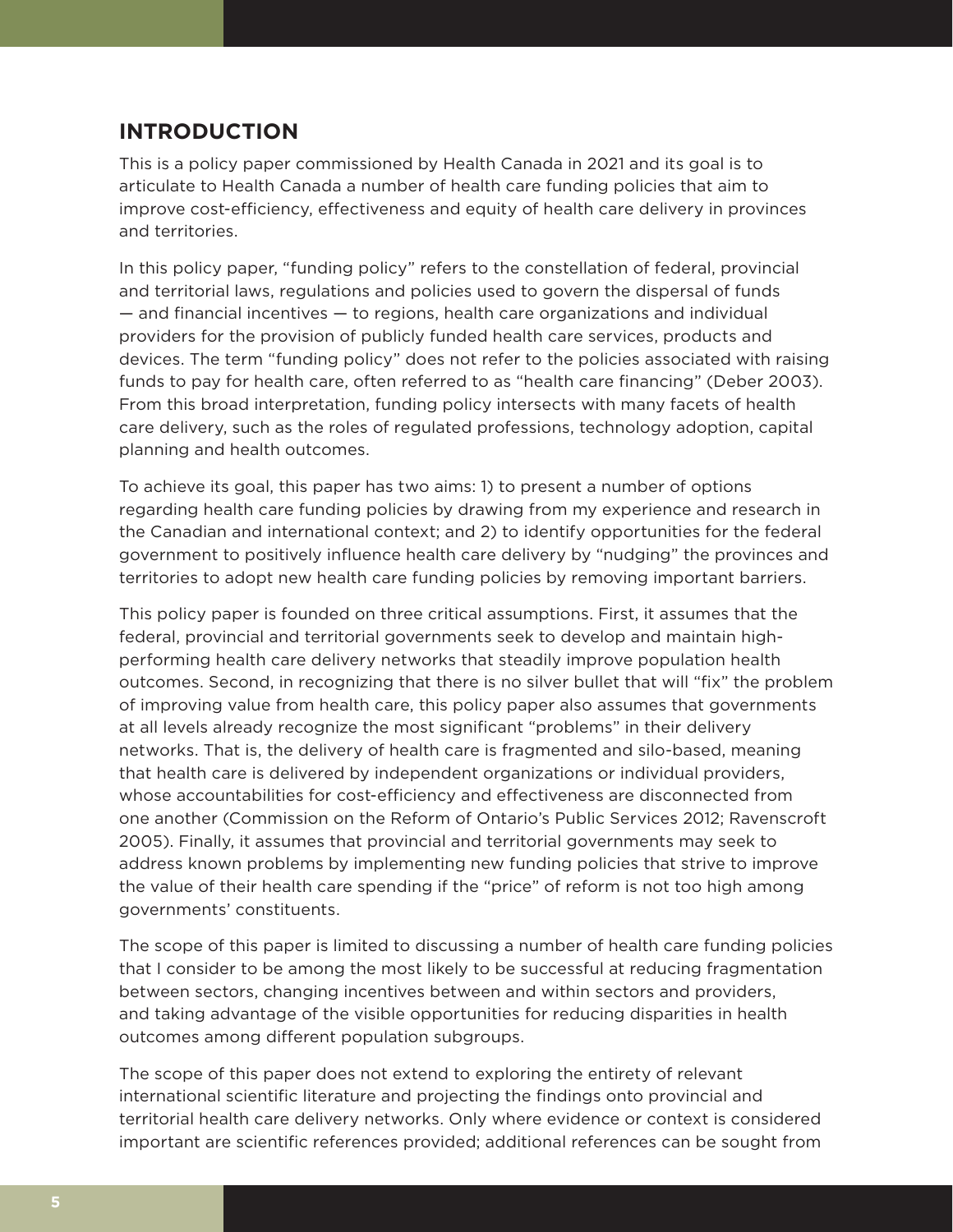## INTRODUCTION

This is a policy paper commissioned by Health Canada in 2021 and its goal is to articulate to Health Canada a number of health care funding policies that aim to improve cost-efficiency, effectiveness and equity of health care delivery in provinces and territories.

In this policy paper, "funding policy" refers to the constellation of federal, provincial and territorial laws, regulations and policies used to govern the dispersal of funds — and financial incentives — to regions, health care organizations and individual providers for the provision of publicly funded health care services, products and devices. The term "funding policy" does not refer to the policies associated with raising funds to pay for health care, often referred to as "health care financing" (Deber 2003). From this broad interpretation, funding policy intersects with many facets of health care delivery, such as the roles of regulated professions, technology adoption, capital planning and health outcomes.

To achieve its goal, this paper has two aims: 1) to present a number of options regarding health care funding policies by drawing from my experience and research in the Canadian and international context; and 2) to identify opportunities for the federal government to positively influence health care delivery by "nudging" the provinces and territories to adopt new health care funding policies by removing important barriers.

This policy paper is founded on three critical assumptions. First, it assumes that the federal, provincial and territorial governments seek to develop and maintain high-performing health care delivery networks that steadily improve population health outcomes. Second, in recognizing that there is no silver bullet that will "fix" the problem of improving value from health care, this policy paper also assumes that governments at all levels already recognize the most significant "problems" in their delivery networks. That is, the delivery of health care is fragmented and silo-based, meaning that health care is delivered by independent organizations or individual providers, whose accountabilities for cost-efficiency and effectiveness are disconnected from one another (Commission on the Reform of Ontario's Public Services 2012; Ravenscroft 2005). Finally, it assumes that provincial and territorial governments may seek to address known problems by implementing new funding policies that strive to improve the value of their health care spending if the "price" of reform is not too high among governments' constituents.

The scope of this paper is limited to discussing a number of health care funding policies that I consider to be among the most likely to be successful at reducing fragmentation between sectors, changing incentives between and within sectors and providers, and taking advantage of the visible opportunities for reducing disparities in health outcomes among different population subgroups.

The scope of this paper does not extend to exploring the entirety of relevant international scientific literature and projecting the findings onto provincial and territorial health care delivery networks. Only where evidence or context is considered important are scientific references provided; additional references can be sought from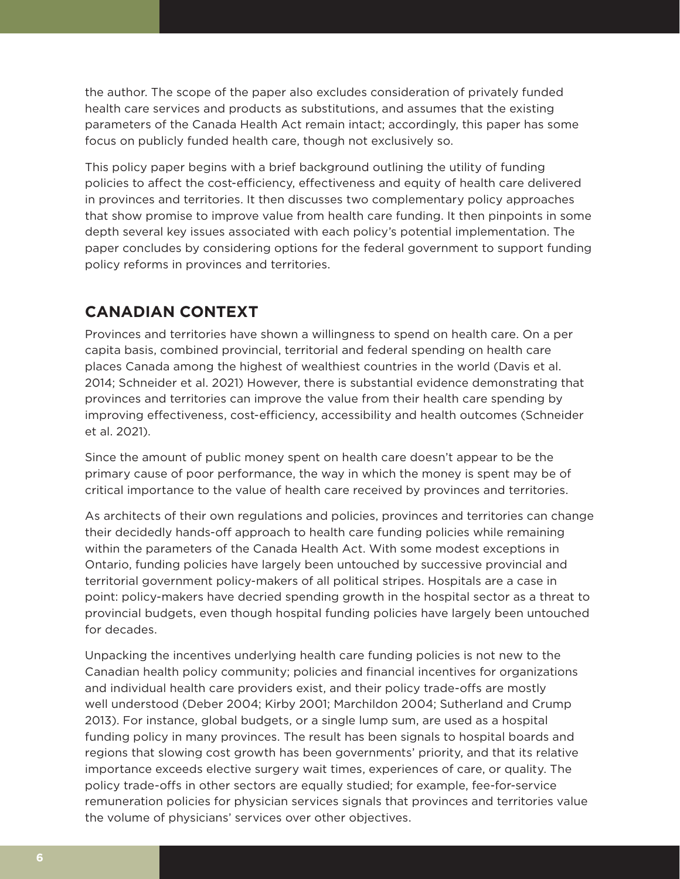the author. The scope of the paper also excludes consideration of privately funded health care services and products as substitutions, and assumes that the existing parameters of the Canada Health Act remain intact; accordingly, this paper has some focus on publicly funded health care, though not exclusively so.

This policy paper begins with a brief background outlining the utility of funding policies to affect the cost-efficiency, effectiveness and equity of health care delivered in provinces and territories. It then discusses two complementary policy approaches that show promise to improve value from health care funding. It then pinpoints in some depth several key issues associated with each policy's potential implementation. The paper concludes by considering options for the federal government to support funding policy reforms in provinces and territories.

## CANADIAN CONTEXT

Provinces and territories have shown a willingness to spend on health care. On a per capita basis, combined provincial, territorial and federal spending on health care places Canada among the highest of wealthiest countries in the world (Davis et al. 2014; Schneider et al. 2021) However, there is substantial evidence demonstrating that provinces and territories can improve the value from their health care spending by improving effectiveness, cost-efficiency, accessibility and health outcomes (Schneider et al. 2021).

Since the amount of public money spent on health care doesn't appear to be the primary cause of poor performance, the way in which the money is spent may be of critical importance to the value of health care received by provinces and territories.

As architects of their own regulations and policies, provinces and territories can change their decidedly hands-off approach to health care funding policies while remaining within the parameters of the Canada Health Act. With some modest exceptions in Ontario, funding policies have largely been untouched by successive provincial and territorial government policy-makers of all political stripes. Hospitals are a case in point: policy-makers have decried spending growth in the hospital sector as a threat to provincial budgets, even though hospital funding policies have largely been untouched for decades.

Unpacking the incentives underlying health care funding policies is not new to the Canadian health policy community; policies and financial incentives for organizations and individual health care providers exist, and their policy trade-offs are mostly well understood (Deber 2004; Kirby 2001; Marchildon 2004; Sutherland and Crump 2013). For instance, global budgets, or a single lump sum, are used as a hospital funding policy in many provinces. The result has been signals to hospital boards and regions that slowing cost growth has been governments' priority, and that its relative importance exceeds elective surgery wait times, experiences of care, or quality. The policy trade-offs in other sectors are equally studied; for example, fee-for-service remuneration policies for physician services signals that provinces and territories value the volume of physicians' services over other objectives.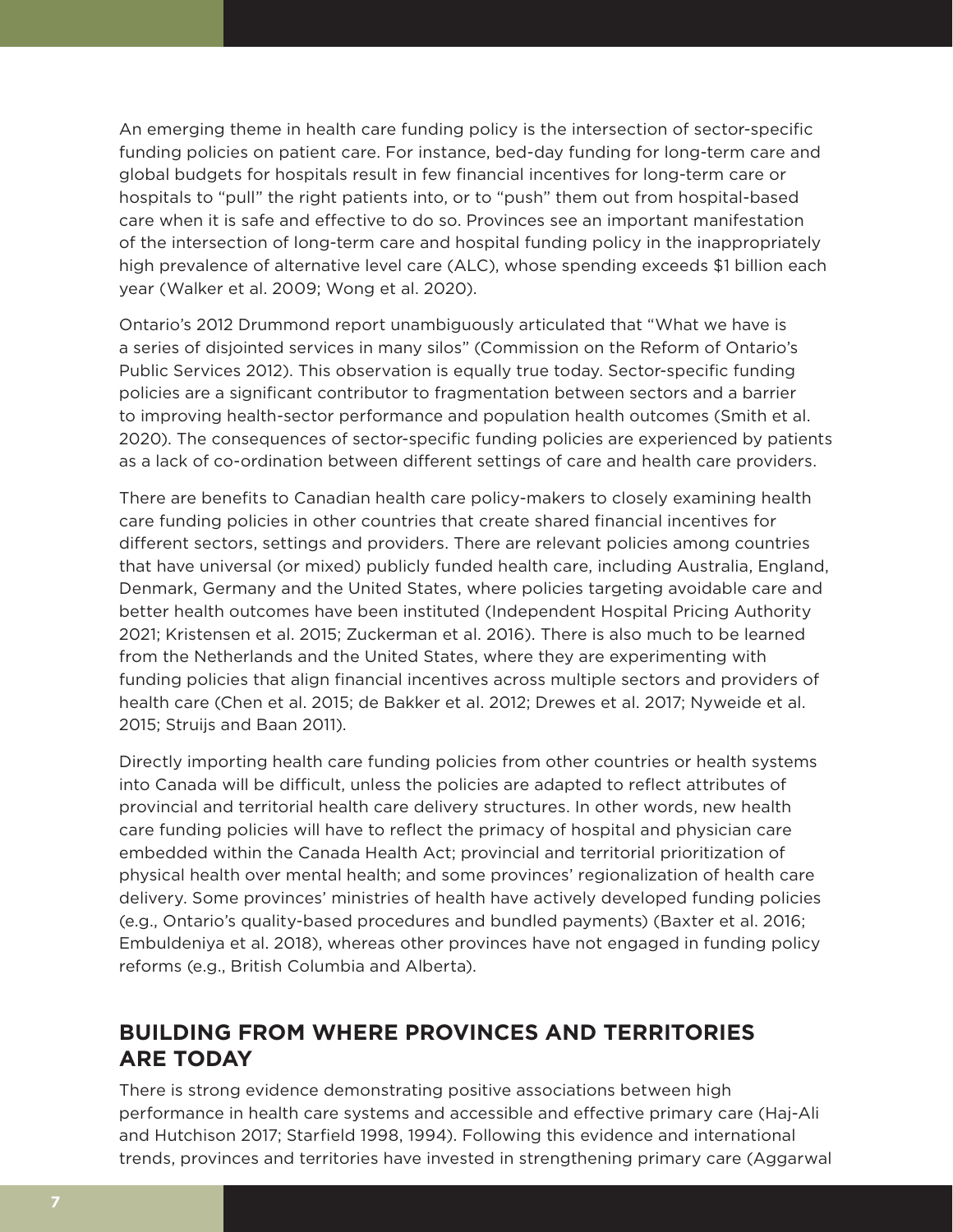An emerging theme in health care funding policy is the intersection of sector-specific funding policies on patient care. For instance, bed-day funding for long-term care and global budgets for hospitals result in few financial incentives for long-term care or hospitals to "pull" the right patients into, or to "push" them out from hospital-based care when it is safe and effective to do so. Provinces see an important manifestation of the intersection of long-term care and hospital funding policy in the inappropriately high prevalence of alternative level care (ALC), whose spending exceeds $1 billion each year (Walker et al. 2009; Wong et al. 2020).

Ontario's 2012 Drummond report unambiguously articulated that "What we have is a series of disjointed services in many silos" (Commission on the Reform of Ontario's Public Services 2012). This observation is equally true today. Sector-specific funding policies are a significant contributor to fragmentation between sectors and a barrier to improving health-sector performance and population health outcomes (Smith et al. 2020). The consequences of sector-specific funding policies are experienced by patients as a lack of co-ordination between different settings of care and health care providers.

There are benefits to Canadian health care policy-makers to closely examining health care funding policies in other countries that create shared financial incentives for different sectors, settings and providers. There are relevant policies among countries that have universal (or mixed) publicly funded health care, including Australia, England, Denmark, Germany and the United States, where policies targeting avoidable care and better health outcomes have been instituted (Independent Hospital Pricing Authority 2021; Kristensen et al. 2015; Zuckerman et al. 2016). There is also much to be learned from the Netherlands and the United States, where they are experimenting with funding policies that align financial incentives across multiple sectors and providers of health care (Chen et al. 2015; de Bakker et al. 2012; Drewes et al. 2017; Nyweide et al. 2015; Struijs and Baan 2011).

Directly importing health care funding policies from other countries or health systems into Canada will be difficult, unless the policies are adapted to reflect attributes of provincial and territorial health care delivery structures. In other words, new health care funding policies will have to reflect the primacy of hospital and physician care embedded within the Canada Health Act; provincial and territorial prioritization of physical health over mental health; and some provinces' regionalization of health care delivery. Some provinces' ministries of health have actively developed funding policies (e.g., Ontario's quality-based procedures and bundled payments) (Baxter et al. 2016; Embuldeniya et al. 2018), whereas other provinces have not engaged in funding policy reforms (e.g., British Columbia and Alberta).

## BUILDING FROM WHERE PROVINCES AND TERRITORIES ARE TODAY

There is strong evidence demonstrating positive associations between high performance in health care systems and accessible and effective primary care (Haj-Ali and Hutchison 2017; Starfield 1998, 1994). Following this evidence and international trends, provinces and territories have invested in strengthening primary care (Aggarwal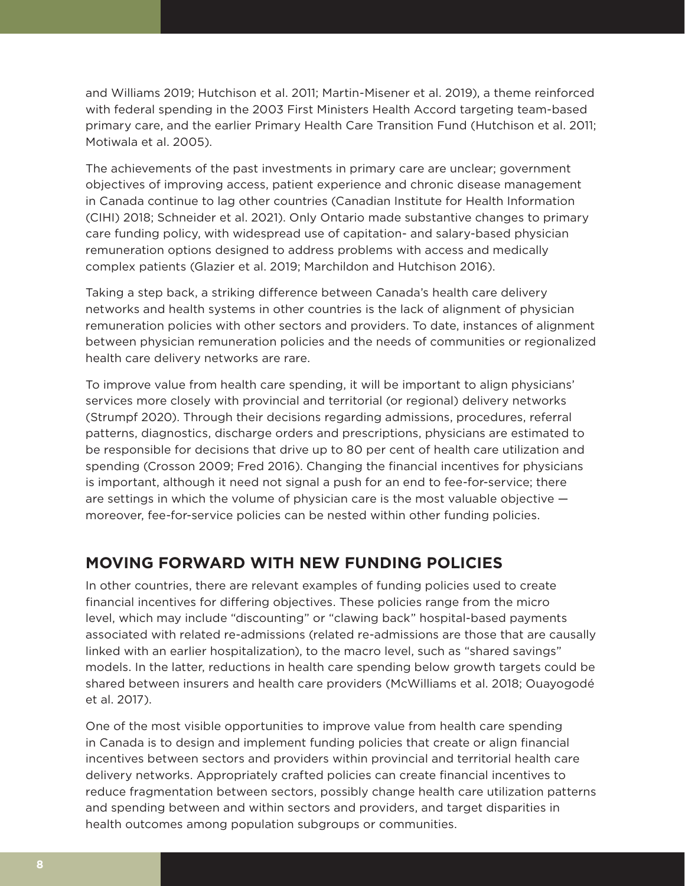and Williams 2019; Hutchison et al. 2011; Martin-Misener et al. 2019), a theme reinforced with federal spending in the 2003 First Ministers Health Accord targeting team-based primary care, and the earlier Primary Health Care Transition Fund (Hutchison et al. 2011; Motiwala et al. 2005).

The achievements of the past investments in primary care are unclear; government objectives of improving access, patient experience and chronic disease management in Canada continue to lag other countries (Canadian Institute for Health Information (CIHI) 2018; Schneider et al. 2021). Only Ontario made substantive changes to primary care funding policy, with widespread use of capitation- and salary-based physician remuneration options designed to address problems with access and medically complex patients (Glazier et al. 2019; Marchildon and Hutchison 2016).

Taking a step back, a striking difference between Canada's health care delivery networks and health systems in other countries is the lack of alignment of physician remuneration policies with other sectors and providers. To date, instances of alignment between physician remuneration policies and the needs of communities or regionalized health care delivery networks are rare.

To improve value from health care spending, it will be important to align physicians' services more closely with provincial and territorial (or regional) delivery networks (Strumpf 2020). Through their decisions regarding admissions, procedures, referral patterns, diagnostics, discharge orders and prescriptions, physicians are estimated to be responsible for decisions that drive up to 80 per cent of health care utilization and spending (Crosson 2009; Fred 2016). Changing the financial incentives for physicians is important, although it need not signal a push for an end to fee-for-service; there are settings in which the volume of physician care is the most valuable objective — moreover, fee-for-service policies can be nested within other funding policies.

## MOVING FORWARD WITH NEW FUNDING POLICIES

In other countries, there are relevant examples of funding policies used to create financial incentives for differing objectives. These policies range from the micro level, which may include "discounting" or "clawing back" hospital-based payments associated with related re-admissions (related re-admissions are those that are causally linked with an earlier hospitalization), to the macro level, such as "shared savings" models. In the latter, reductions in health care spending below growth targets could be shared between insurers and health care providers (McWilliams et al. 2018; Ouayogodé et al. 2017).

One of the most visible opportunities to improve value from health care spending in Canada is to design and implement funding policies that create or align financial incentives between sectors and providers within provincial and territorial health care delivery networks. Appropriately crafted policies can create financial incentives to reduce fragmentation between sectors, possibly change health care utilization patterns and spending between and within sectors and providers, and target disparities in health outcomes among population subgroups or communities.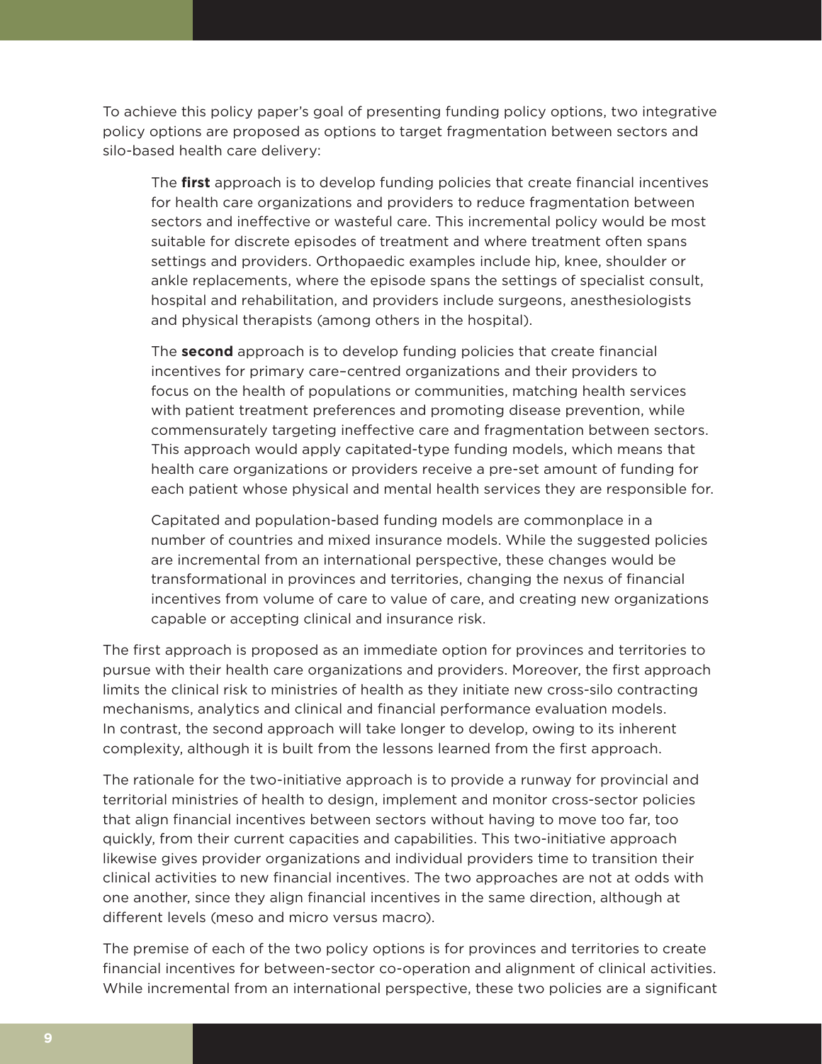To achieve this policy paper's goal of presenting funding policy options, two integrative policy options are proposed as options to target fragmentation between sectors and silo-based health care delivery:

> The **first** approach is to develop funding policies that create financial incentives for health care organizations and providers to reduce fragmentation between sectors and ineffective or wasteful care. This incremental policy would be most suitable for discrete episodes of treatment and where treatment often spans settings and providers. Orthopaedic examples include hip, knee, shoulder or ankle replacements, where the episode spans the settings of specialist consult, hospital and rehabilitation, and providers include surgeons, anesthesiologists and physical therapists (among others in the hospital).
>
> The **second** approach is to develop funding policies that create financial incentives for primary care–centred organizations and their providers to focus on the health of populations or communities, matching health services with patient treatment preferences and promoting disease prevention, while commensurately targeting ineffective care and fragmentation between sectors. This approach would apply capitated-type funding models, which means that health care organizations or providers receive a pre-set amount of funding for each patient whose physical and mental health services they are responsible for.
>
> Capitated and population-based funding models are commonplace in a number of countries and mixed insurance models. While the suggested policies are incremental from an international perspective, these changes would be transformational in provinces and territories, changing the nexus of financial incentives from volume of care to value of care, and creating new organizations capable or accepting clinical and insurance risk.

The first approach is proposed as an immediate option for provinces and territories to pursue with their health care organizations and providers. Moreover, the first approach limits the clinical risk to ministries of health as they initiate new cross-silo contracting mechanisms, analytics and clinical and financial performance evaluation models. In contrast, the second approach will take longer to develop, owing to its inherent complexity, although it is built from the lessons learned from the first approach.

The rationale for the two-initiative approach is to provide a runway for provincial and territorial ministries of health to design, implement and monitor cross-sector policies that align financial incentives between sectors without having to move too far, too quickly, from their current capacities and capabilities. This two-initiative approach likewise gives provider organizations and individual providers time to transition their clinical activities to new financial incentives. The two approaches are not at odds with one another, since they align financial incentives in the same direction, although at different levels (meso and micro versus macro).

The premise of each of the two policy options is for provinces and territories to create financial incentives for between-sector co-operation and alignment of clinical activities. While incremental from an international perspective, these two policies are a significant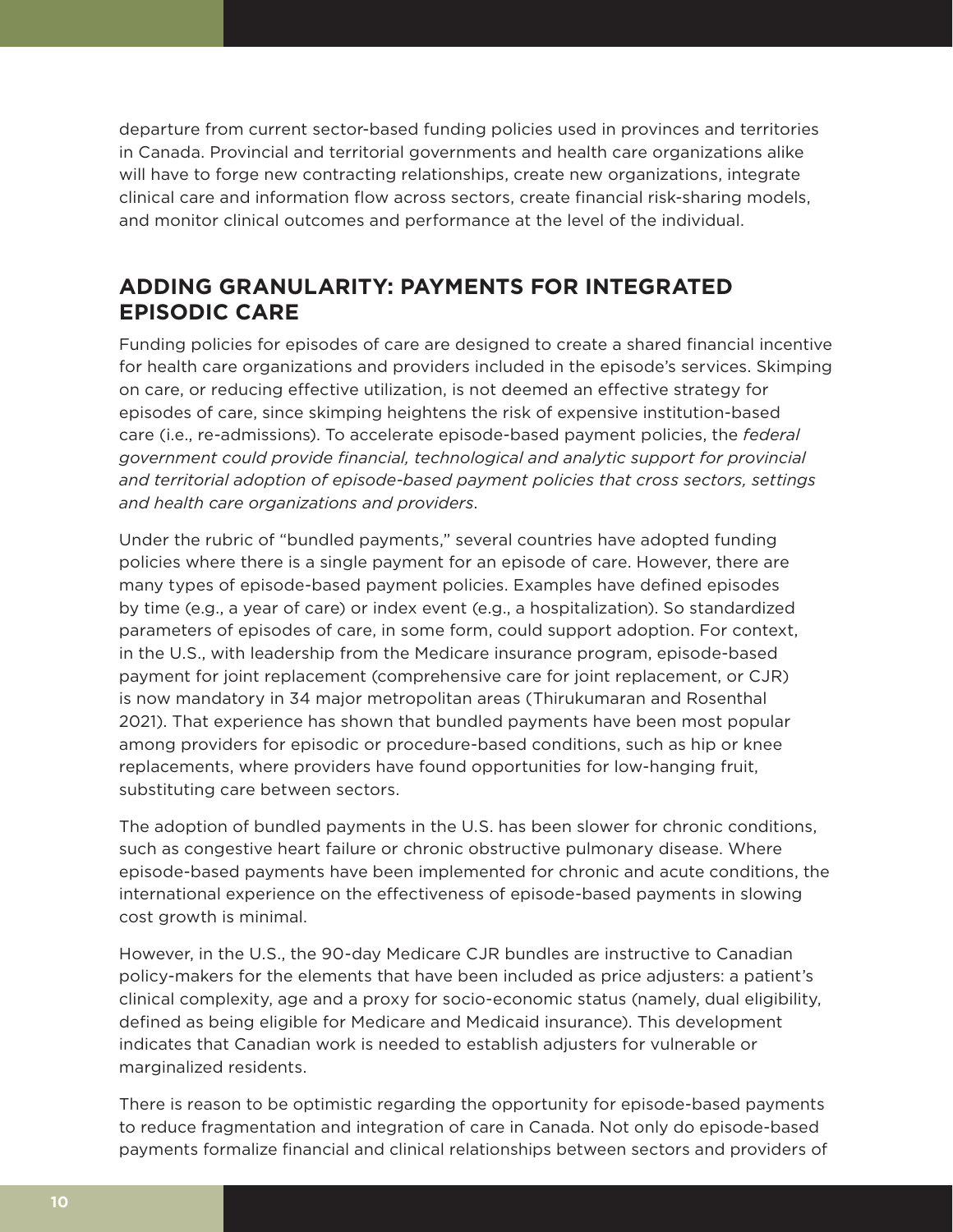departure from current sector-based funding policies used in provinces and territories in Canada. Provincial and territorial governments and health care organizations alike will have to forge new contracting relationships, create new organizations, integrate clinical care and information flow across sectors, create financial risk-sharing models, and monitor clinical outcomes and performance at the level of the individual.

## ADDING GRANULARITY: PAYMENTS FOR INTEGRATED EPISODIC CARE

Funding policies for episodes of care are designed to create a shared financial incentive for health care organizations and providers included in the episode's services. Skimping on care, or reducing effective utilization, is not deemed an effective strategy for episodes of care, since skimping heightens the risk of expensive institution-based care (i.e., re-admissions). To accelerate episode-based payment policies, the *federal government could provide financial, technological and analytic support for provincial and territorial adoption of episode-based payment policies that cross sectors, settings and health care organizations and providers*.

Under the rubric of "bundled payments," several countries have adopted funding policies where there is a single payment for an episode of care. However, there are many types of episode-based payment policies. Examples have defined episodes by time (e.g., a year of care) or index event (e.g., a hospitalization). So standardized parameters of episodes of care, in some form, could support adoption. For context, in the U.S., with leadership from the Medicare insurance program, episode-based payment for joint replacement (comprehensive care for joint replacement, or CJR) is now mandatory in 34 major metropolitan areas (Thirukumaran and Rosenthal 2021). That experience has shown that bundled payments have been most popular among providers for episodic or procedure-based conditions, such as hip or knee replacements, where providers have found opportunities for low-hanging fruit, substituting care between sectors.

The adoption of bundled payments in the U.S. has been slower for chronic conditions, such as congestive heart failure or chronic obstructive pulmonary disease. Where episode-based payments have been implemented for chronic and acute conditions, the international experience on the effectiveness of episode-based payments in slowing cost growth is minimal.

However, in the U.S., the 90-day Medicare CJR bundles are instructive to Canadian policy-makers for the elements that have been included as price adjusters: a patient's clinical complexity, age and a proxy for socio-economic status (namely, dual eligibility, defined as being eligible for Medicare and Medicaid insurance). This development indicates that Canadian work is needed to establish adjusters for vulnerable or marginalized residents.

There is reason to be optimistic regarding the opportunity for episode-based payments to reduce fragmentation and integration of care in Canada. Not only do episode-based payments formalize financial and clinical relationships between sectors and providers of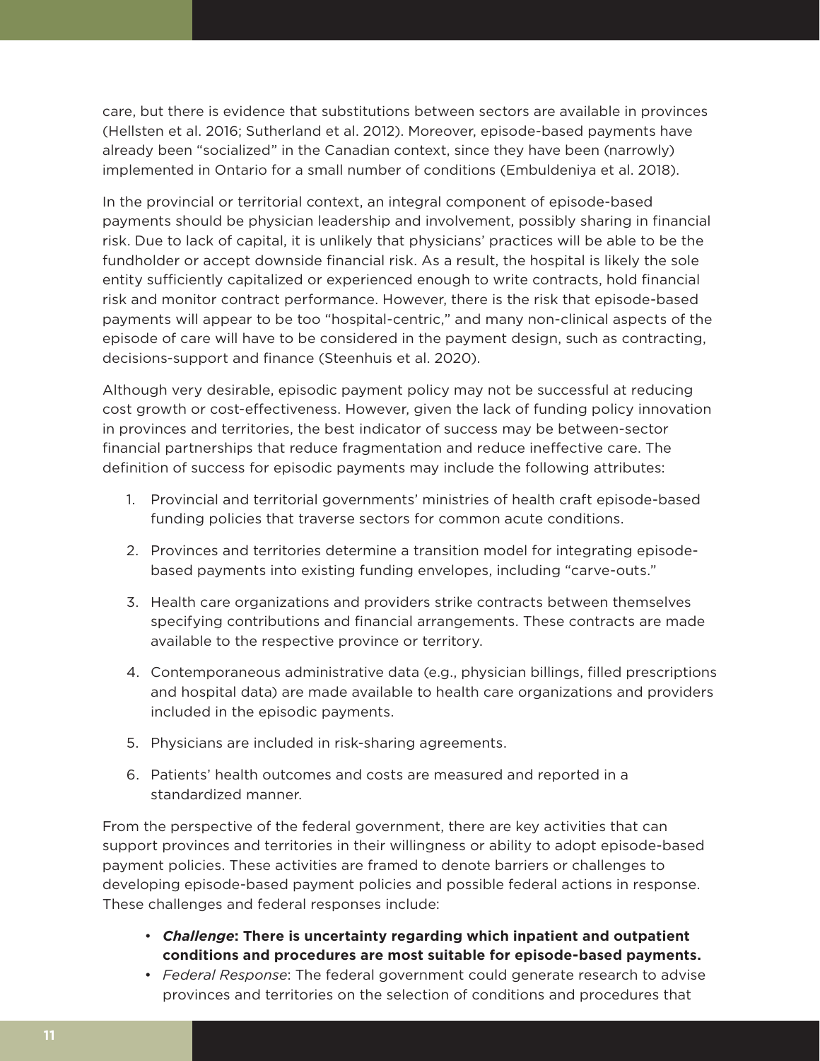care, but there is evidence that substitutions between sectors are available in provinces (Hellsten et al. 2016; Sutherland et al. 2012). Moreover, episode-based payments have already been "socialized" in the Canadian context, since they have been (narrowly) implemented in Ontario for a small number of conditions (Embuldeniya et al. 2018).

In the provincial or territorial context, an integral component of episode-based payments should be physician leadership and involvement, possibly sharing in financial risk. Due to lack of capital, it is unlikely that physicians' practices will be able to be the fundholder or accept downside financial risk. As a result, the hospital is likely the sole entity sufficiently capitalized or experienced enough to write contracts, hold financial risk and monitor contract performance. However, there is the risk that episode-based payments will appear to be too "hospital-centric," and many non-clinical aspects of the episode of care will have to be considered in the payment design, such as contracting, decisions-support and finance (Steenhuis et al. 2020).

Although very desirable, episodic payment policy may not be successful at reducing cost growth or cost-effectiveness. However, given the lack of funding policy innovation in provinces and territories, the best indicator of success may be between-sector financial partnerships that reduce fragmentation and reduce ineffective care. The definition of success for episodic payments may include the following attributes:

1. Provincial and territorial governments' ministries of health craft episode-based funding policies that traverse sectors for common acute conditions.
2. Provinces and territories determine a transition model for integrating episode-based payments into existing funding envelopes, including "carve-outs."
3. Health care organizations and providers strike contracts between themselves specifying contributions and financial arrangements. These contracts are made available to the respective province or territory.
4. Contemporaneous administrative data (e.g., physician billings, filled prescriptions and hospital data) are made available to health care organizations and providers included in the episodic payments.
5. Physicians are included in risk-sharing agreements.
6. Patients' health outcomes and costs are measured and reported in a standardized manner.

From the perspective of the federal government, there are key activities that can support provinces and territories in their willingness or ability to adopt episode-based payment policies. These activities are framed to denote barriers or challenges to developing episode-based payment policies and possible federal actions in response. These challenges and federal responses include:

- ***Challenge*: There is uncertainty regarding which inpatient and outpatient conditions and procedures are most suitable for episode-based payments.**
- *Federal Response*: The federal government could generate research to advise provinces and territories on the selection of conditions and procedures that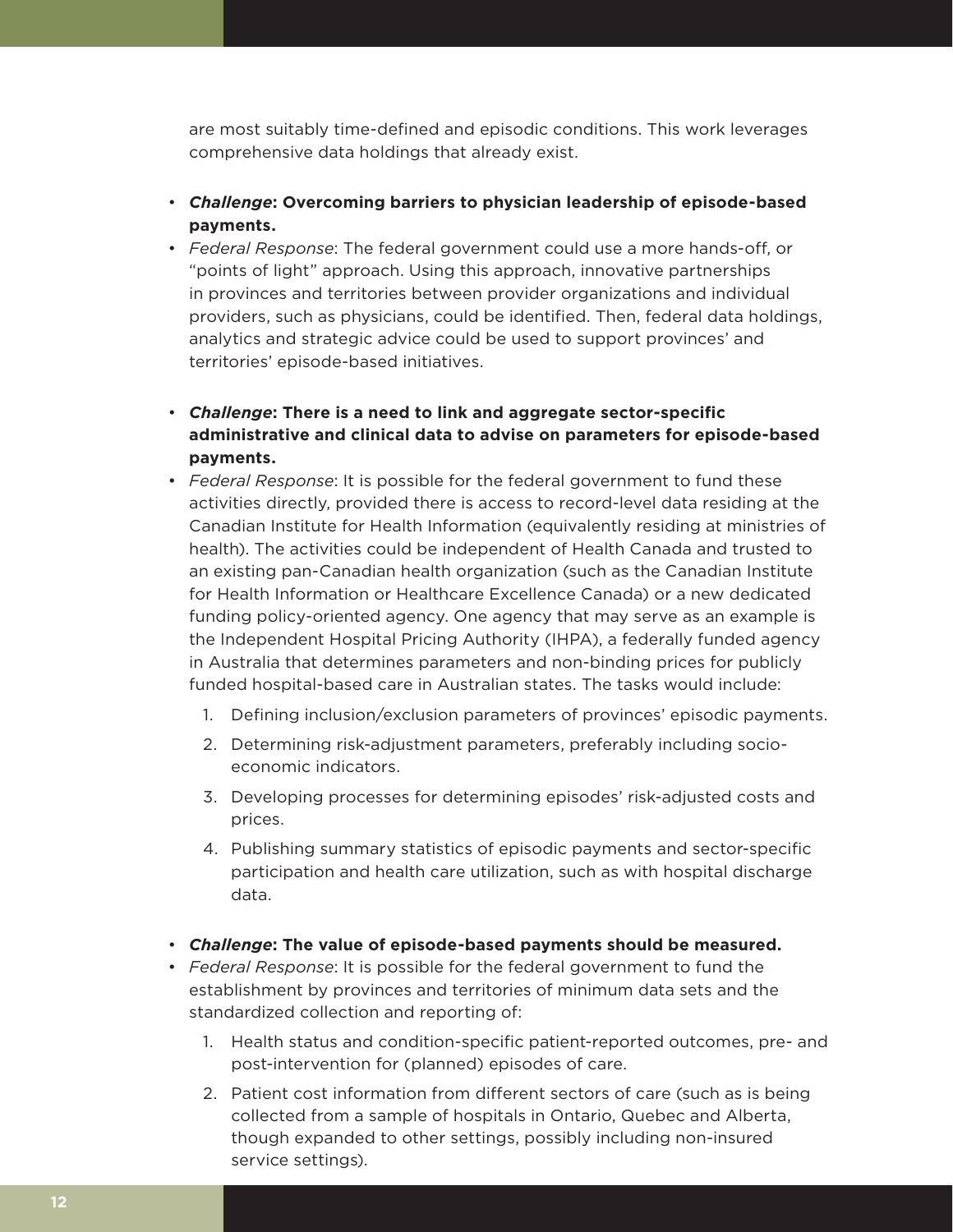are most suitably time-defined and episodic conditions. This work leverages comprehensive data holdings that already exist.

- ***Challenge*: Overcoming barriers to physician leadership of episode-based payments.**
- *Federal Response*: The federal government could use a more hands-off, or "points of light" approach. Using this approach, innovative partnerships in provinces and territories between provider organizations and individual providers, such as physicians, could be identified. Then, federal data holdings, analytics and strategic advice could be used to support provinces' and territories' episode-based initiatives.

- ***Challenge*: There is a need to link and aggregate sector-specific administrative and clinical data to advise on parameters for episode-based payments.**
- *Federal Response*: It is possible for the federal government to fund these activities directly, provided there is access to record-level data residing at the Canadian Institute for Health Information (equivalently residing at ministries of health). The activities could be independent of Health Canada and trusted to an existing pan-Canadian health organization (such as the Canadian Institute for Health Information or Healthcare Excellence Canada) or a new dedicated funding policy-oriented agency. One agency that may serve as an example is the Independent Hospital Pricing Authority (IHPA), a federally funded agency in Australia that determines parameters and non-binding prices for publicly funded hospital-based care in Australian states. The tasks would include:
  1. Defining inclusion/exclusion parameters of provinces' episodic payments.
  2. Determining risk-adjustment parameters, preferably including socio-economic indicators.
  3. Developing processes for determining episodes' risk-adjusted costs and prices.
  4. Publishing summary statistics of episodic payments and sector-specific participation and health care utilization, such as with hospital discharge data.

- ***Challenge*: The value of episode-based payments should be measured.**
- *Federal Response*: It is possible for the federal government to fund the establishment by provinces and territories of minimum data sets and the standardized collection and reporting of:
  1. Health status and condition-specific patient-reported outcomes, pre- and post-intervention for (planned) episodes of care.
  2. Patient cost information from different sectors of care (such as is being collected from a sample of hospitals in Ontario, Quebec and Alberta, though expanded to other settings, possibly including non-insured service settings).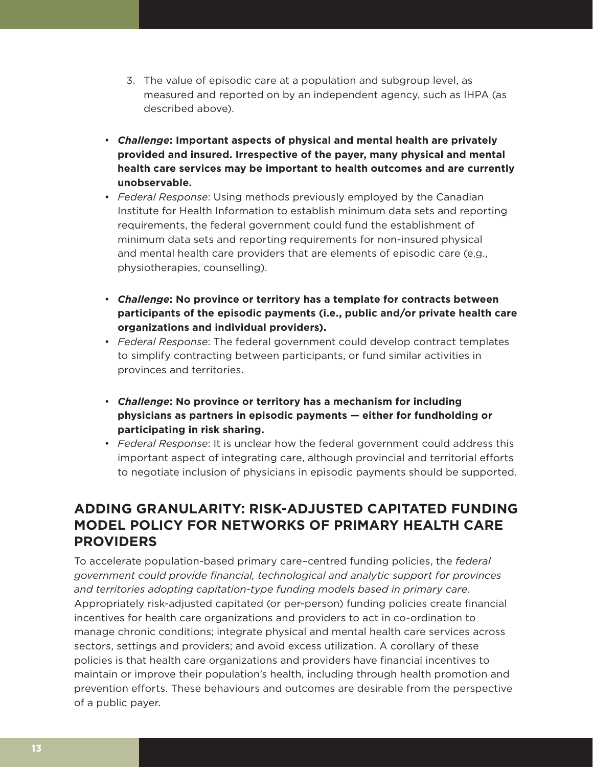3. The value of episodic care at a population and subgroup level, as measured and reported on by an independent agency, such as IHPA (as described above).

- ***Challenge*: Important aspects of physical and mental health are privately provided and insured. Irrespective of the payer, many physical and mental health care services may be important to health outcomes and are currently unobservable.**
- *Federal Response*: Using methods previously employed by the Canadian Institute for Health Information to establish minimum data sets and reporting requirements, the federal government could fund the establishment of minimum data sets and reporting requirements for non-insured physical and mental health care providers that are elements of episodic care (e.g., physiotherapies, counselling).

- ***Challenge*: No province or territory has a template for contracts between participants of the episodic payments (i.e., public and/or private health care organizations and individual providers).**
- *Federal Response*: The federal government could develop contract templates to simplify contracting between participants, or fund similar activities in provinces and territories.

- ***Challenge*: No province or territory has a mechanism for including physicians as partners in episodic payments — either for fundholding or participating in risk sharing.**
- *Federal Response*: It is unclear how the federal government could address this important aspect of integrating care, although provincial and territorial efforts to negotiate inclusion of physicians in episodic payments should be supported.

## ADDING GRANULARITY: RISK-ADJUSTED CAPITATED FUNDING MODEL POLICY FOR NETWORKS OF PRIMARY HEALTH CARE PROVIDERS

To accelerate population-based primary care–centred funding policies, the *federal government could provide financial, technological and analytic support for provinces and territories adopting capitation-type funding models based in primary care.* Appropriately risk-adjusted capitated (or per-person) funding policies create financial incentives for health care organizations and providers to act in co-ordination to manage chronic conditions; integrate physical and mental health care services across sectors, settings and providers; and avoid excess utilization. A corollary of these policies is that health care organizations and providers have financial incentives to maintain or improve their population's health, including through health promotion and prevention efforts. These behaviours and outcomes are desirable from the perspective of a public payer.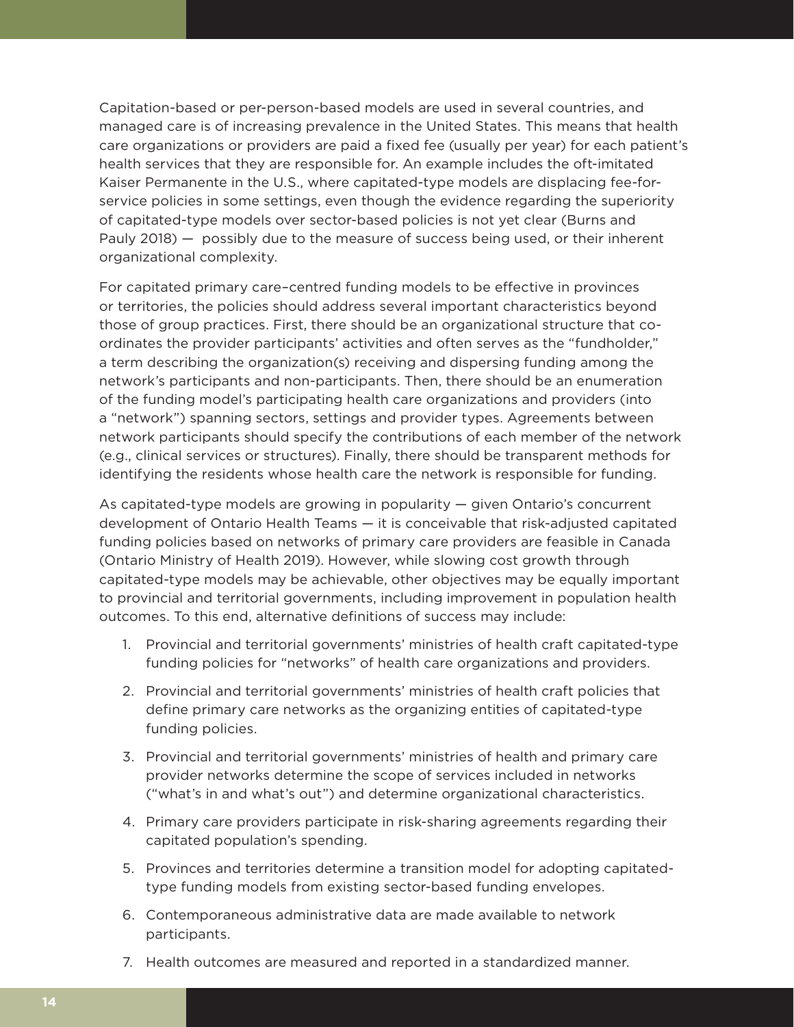Capitation-based or per-person-based models are used in several countries, and managed care is of increasing prevalence in the United States. This means that health care organizations or providers are paid a fixed fee (usually per year) for each patient's health services that they are responsible for. An example includes the oft-imitated Kaiser Permanente in the U.S., where capitated-type models are displacing fee-for-service policies in some settings, even though the evidence regarding the superiority of capitated-type models over sector-based policies is not yet clear (Burns and Pauly 2018) — possibly due to the measure of success being used, or their inherent organizational complexity.

For capitated primary care–centred funding models to be effective in provinces or territories, the policies should address several important characteristics beyond those of group practices. First, there should be an organizational structure that co-ordinates the provider participants' activities and often serves as the "fundholder," a term describing the organization(s) receiving and dispersing funding among the network's participants and non-participants. Then, there should be an enumeration of the funding model's participating health care organizations and providers (into a "network") spanning sectors, settings and provider types. Agreements between network participants should specify the contributions of each member of the network (e.g., clinical services or structures). Finally, there should be transparent methods for identifying the residents whose health care the network is responsible for funding.

As capitated-type models are growing in popularity — given Ontario's concurrent development of Ontario Health Teams — it is conceivable that risk-adjusted capitated funding policies based on networks of primary care providers are feasible in Canada (Ontario Ministry of Health 2019). However, while slowing cost growth through capitated-type models may be achievable, other objectives may be equally important to provincial and territorial governments, including improvement in population health outcomes. To this end, alternative definitions of success may include:

1. Provincial and territorial governments' ministries of health craft capitated-type funding policies for "networks" of health care organizations and providers.
2. Provincial and territorial governments' ministries of health craft policies that define primary care networks as the organizing entities of capitated-type funding policies.
3. Provincial and territorial governments' ministries of health and primary care provider networks determine the scope of services included in networks ("what's in and what's out") and determine organizational characteristics.
4. Primary care providers participate in risk-sharing agreements regarding their capitated population's spending.
5. Provinces and territories determine a transition model for adopting capitated-type funding models from existing sector-based funding envelopes.
6. Contemporaneous administrative data are made available to network participants.
7. Health outcomes are measured and reported in a standardized manner.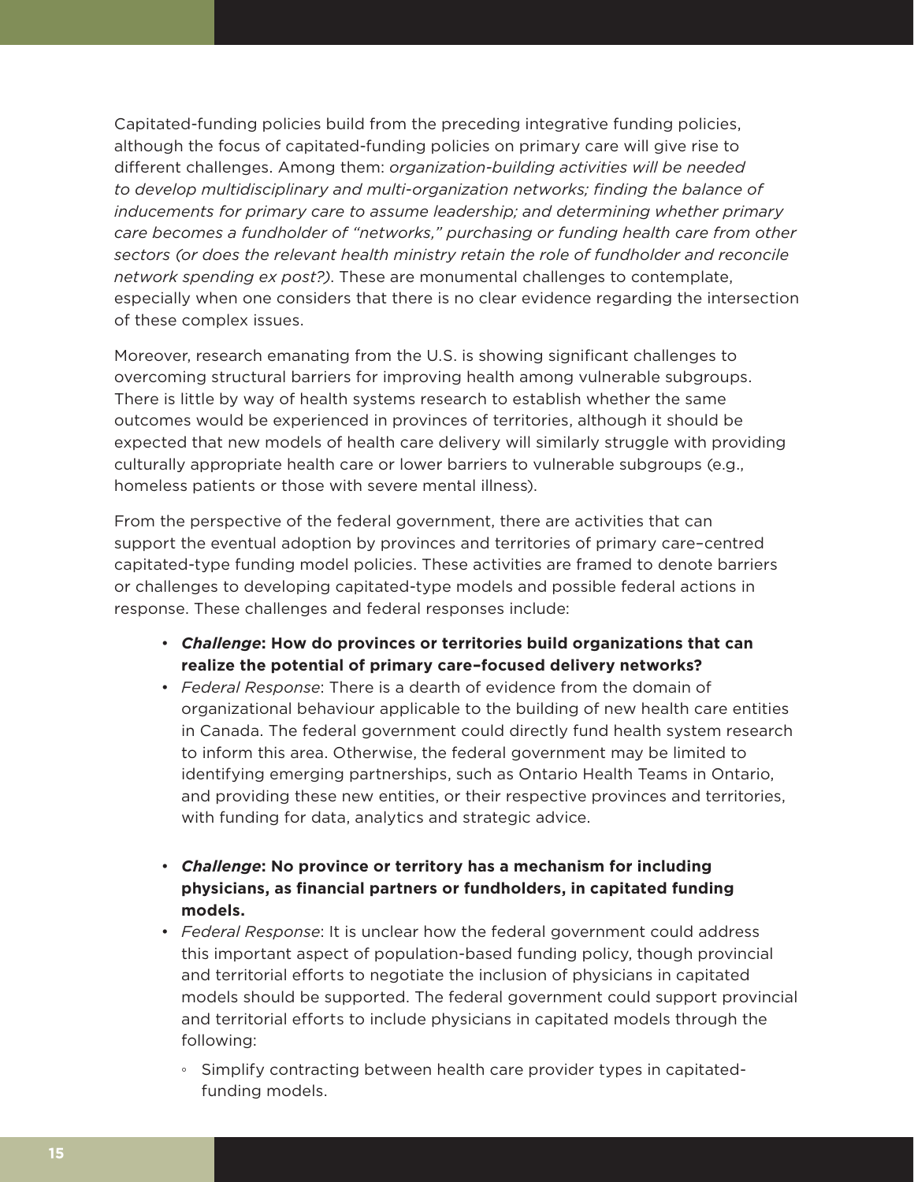Capitated-funding policies build from the preceding integrative funding policies, although the focus of capitated-funding policies on primary care will give rise to different challenges. Among them: *organization-building activities will be needed to develop multidisciplinary and multi-organization networks; finding the balance of inducements for primary care to assume leadership; and determining whether primary care becomes a fundholder of "networks," purchasing or funding health care from other sectors (or does the relevant health ministry retain the role of fundholder and reconcile network spending ex post?)*. These are monumental challenges to contemplate, especially when one considers that there is no clear evidence regarding the intersection of these complex issues.

Moreover, research emanating from the U.S. is showing significant challenges to overcoming structural barriers for improving health among vulnerable subgroups. There is little by way of health systems research to establish whether the same outcomes would be experienced in provinces of territories, although it should be expected that new models of health care delivery will similarly struggle with providing culturally appropriate health care or lower barriers to vulnerable subgroups (e.g., homeless patients or those with severe mental illness).

From the perspective of the federal government, there are activities that can support the eventual adoption by provinces and territories of primary care–centred capitated-type funding model policies. These activities are framed to denote barriers or challenges to developing capitated-type models and possible federal actions in response. These challenges and federal responses include:

- ***Challenge*: How do provinces or territories build organizations that can realize the potential of primary care–focused delivery networks?**
- *Federal Response*: There is a dearth of evidence from the domain of organizational behaviour applicable to the building of new health care entities in Canada. The federal government could directly fund health system research to inform this area. Otherwise, the federal government may be limited to identifying emerging partnerships, such as Ontario Health Teams in Ontario, and providing these new entities, or their respective provinces and territories, with funding for data, analytics and strategic advice.

- ***Challenge*: No province or territory has a mechanism for including physicians, as financial partners or fundholders, in capitated funding models.**
- *Federal Response*: It is unclear how the federal government could address this important aspect of population-based funding policy, though provincial and territorial efforts to negotiate the inclusion of physicians in capitated models should be supported. The federal government could support provincial and territorial efforts to include physicians in capitated models through the following:
    - Simplify contracting between health care provider types in capitated-funding models.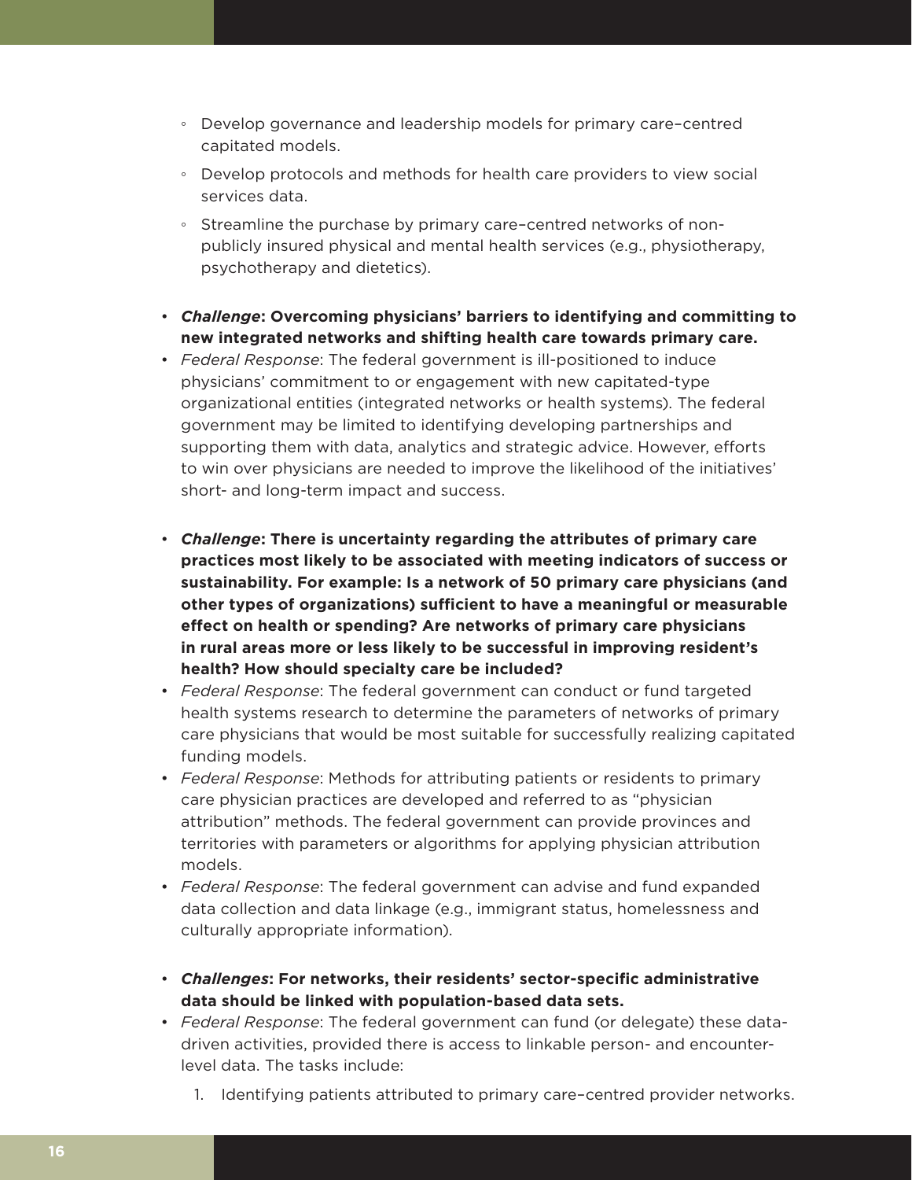- Develop governance and leadership models for primary care–centred capitated models.
  - Develop protocols and methods for health care providers to view social services data.
  - Streamline the purchase by primary care–centred networks of non-publicly insured physical and mental health services (e.g., physiotherapy, psychotherapy and dietetics).

- ***Challenge*: Overcoming physicians' barriers to identifying and committing to new integrated networks and shifting health care towards primary care.**
- *Federal Response*: The federal government is ill-positioned to induce physicians' commitment to or engagement with new capitated-type organizational entities (integrated networks or health systems). The federal government may be limited to identifying developing partnerships and supporting them with data, analytics and strategic advice. However, efforts to win over physicians are needed to improve the likelihood of the initiatives' short- and long-term impact and success.

- ***Challenge*: There is uncertainty regarding the attributes of primary care practices most likely to be associated with meeting indicators of success or sustainability. For example: Is a network of 50 primary care physicians (and other types of organizations) sufficient to have a meaningful or measurable effect on health or spending? Are networks of primary care physicians in rural areas more or less likely to be successful in improving resident's health? How should specialty care be included?**
- *Federal Response*: The federal government can conduct or fund targeted health systems research to determine the parameters of networks of primary care physicians that would be most suitable for successfully realizing capitated funding models.
- *Federal Response*: Methods for attributing patients or residents to primary care physician practices are developed and referred to as "physician attribution" methods. The federal government can provide provinces and territories with parameters or algorithms for applying physician attribution models.
- *Federal Response*: The federal government can advise and fund expanded data collection and data linkage (e.g., immigrant status, homelessness and culturally appropriate information).

- ***Challenges*: For networks, their residents' sector-specific administrative data should be linked with population-based data sets.**
- *Federal Response*: The federal government can fund (or delegate) these data-driven activities, provided there is access to linkable person- and encounter-level data. The tasks include:
  1. Identifying patients attributed to primary care–centred provider networks.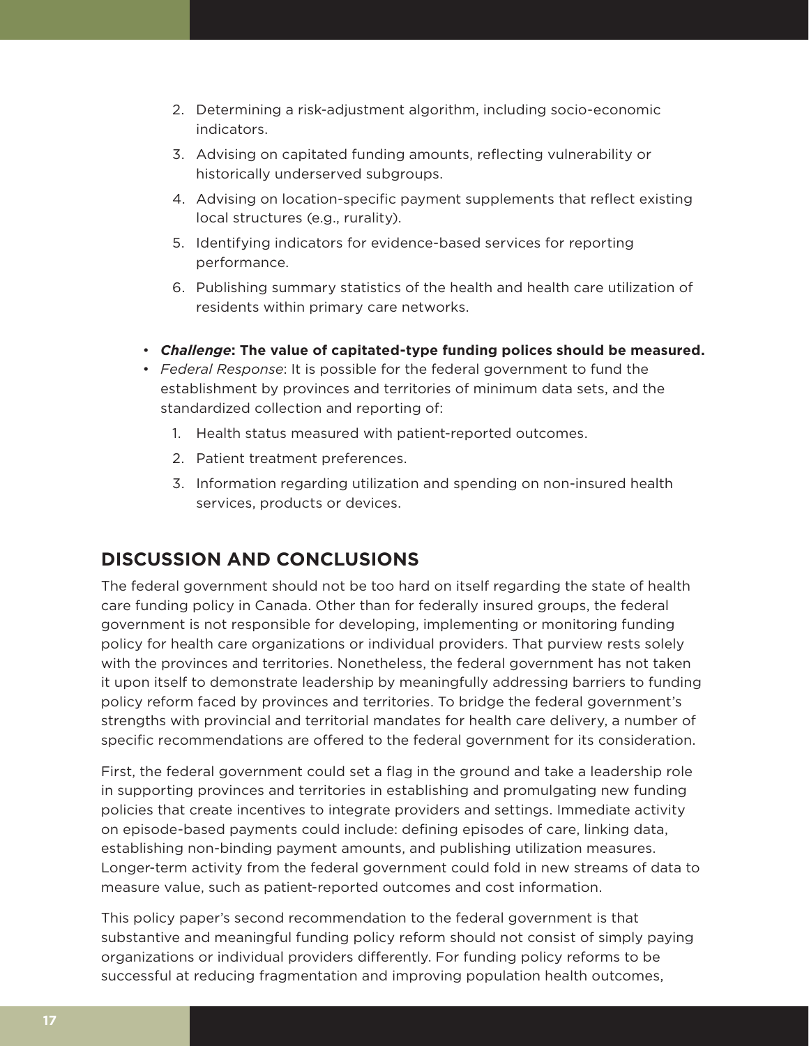2. Determining a risk-adjustment algorithm, including socio-economic indicators.
3. Advising on capitated funding amounts, reflecting vulnerability or historically underserved subgroups.
4. Advising on location-specific payment supplements that reflect existing local structures (e.g., rurality).
5. Identifying indicators for evidence-based services for reporting performance.
6. Publishing summary statistics of the health and health care utilization of residents within primary care networks.

- ***Challenge*: The value of capitated-type funding polices should be measured.**
- *Federal Response*: It is possible for the federal government to fund the establishment by provinces and territories of minimum data sets, and the standardized collection and reporting of:
    1. Health status measured with patient-reported outcomes.
    2. Patient treatment preferences.
    3. Information regarding utilization and spending on non-insured health services, products or devices.

## DISCUSSION AND CONCLUSIONS

The federal government should not be too hard on itself regarding the state of health care funding policy in Canada. Other than for federally insured groups, the federal government is not responsible for developing, implementing or monitoring funding policy for health care organizations or individual providers. That purview rests solely with the provinces and territories. Nonetheless, the federal government has not taken it upon itself to demonstrate leadership by meaningfully addressing barriers to funding policy reform faced by provinces and territories. To bridge the federal government's strengths with provincial and territorial mandates for health care delivery, a number of specific recommendations are offered to the federal government for its consideration.

First, the federal government could set a flag in the ground and take a leadership role in supporting provinces and territories in establishing and promulgating new funding policies that create incentives to integrate providers and settings. Immediate activity on episode-based payments could include: defining episodes of care, linking data, establishing non-binding payment amounts, and publishing utilization measures. Longer-term activity from the federal government could fold in new streams of data to measure value, such as patient-reported outcomes and cost information.

This policy paper's second recommendation to the federal government is that substantive and meaningful funding policy reform should not consist of simply paying organizations or individual providers differently. For funding policy reforms to be successful at reducing fragmentation and improving population health outcomes,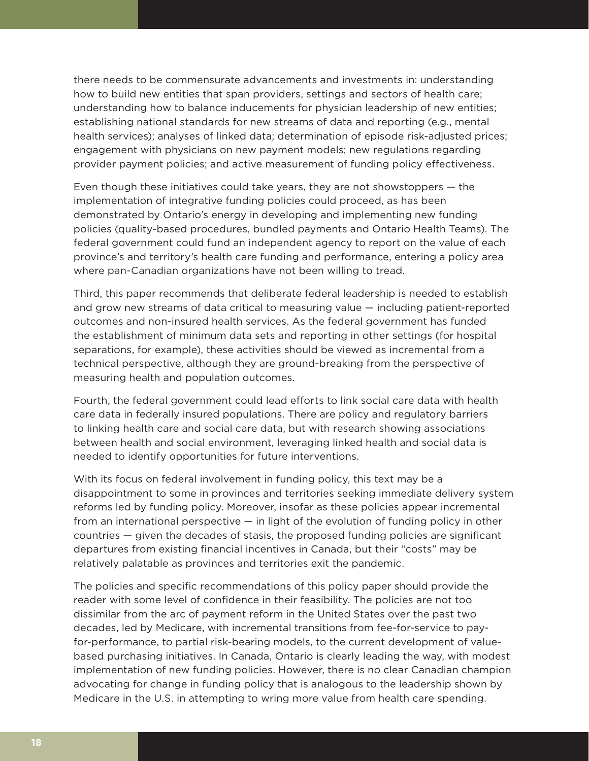there needs to be commensurate advancements and investments in: understanding how to build new entities that span providers, settings and sectors of health care; understanding how to balance inducements for physician leadership of new entities; establishing national standards for new streams of data and reporting (e.g., mental health services); analyses of linked data; determination of episode risk-adjusted prices; engagement with physicians on new payment models; new regulations regarding provider payment policies; and active measurement of funding policy effectiveness.

Even though these initiatives could take years, they are not showstoppers — the implementation of integrative funding policies could proceed, as has been demonstrated by Ontario's energy in developing and implementing new funding policies (quality-based procedures, bundled payments and Ontario Health Teams). The federal government could fund an independent agency to report on the value of each province's and territory's health care funding and performance, entering a policy area where pan-Canadian organizations have not been willing to tread.

Third, this paper recommends that deliberate federal leadership is needed to establish and grow new streams of data critical to measuring value — including patient-reported outcomes and non-insured health services. As the federal government has funded the establishment of minimum data sets and reporting in other settings (for hospital separations, for example), these activities should be viewed as incremental from a technical perspective, although they are ground-breaking from the perspective of measuring health and population outcomes.

Fourth, the federal government could lead efforts to link social care data with health care data in federally insured populations. There are policy and regulatory barriers to linking health care and social care data, but with research showing associations between health and social environment, leveraging linked health and social data is needed to identify opportunities for future interventions.

With its focus on federal involvement in funding policy, this text may be a disappointment to some in provinces and territories seeking immediate delivery system reforms led by funding policy. Moreover, insofar as these policies appear incremental from an international perspective — in light of the evolution of funding policy in other countries — given the decades of stasis, the proposed funding policies are significant departures from existing financial incentives in Canada, but their "costs" may be relatively palatable as provinces and territories exit the pandemic.

The policies and specific recommendations of this policy paper should provide the reader with some level of confidence in their feasibility. The policies are not too dissimilar from the arc of payment reform in the United States over the past two decades, led by Medicare, with incremental transitions from fee-for-service to pay-for-performance, to partial risk-bearing models, to the current development of value-based purchasing initiatives. In Canada, Ontario is clearly leading the way, with modest implementation of new funding policies. However, there is no clear Canadian champion advocating for change in funding policy that is analogous to the leadership shown by Medicare in the U.S. in attempting to wring more value from health care spending.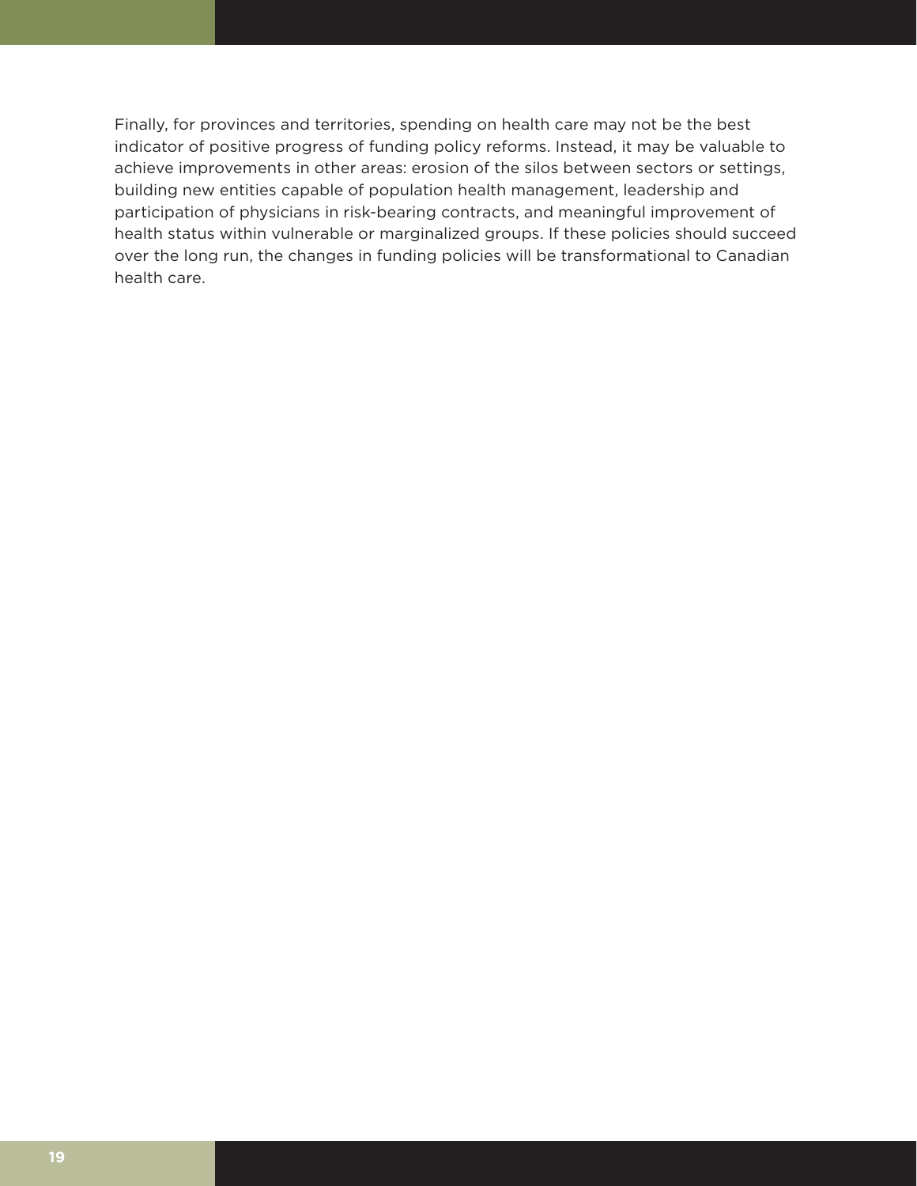Finally, for provinces and territories, spending on health care may not be the best indicator of positive progress of funding policy reforms. Instead, it may be valuable to achieve improvements in other areas: erosion of the silos between sectors or settings, building new entities capable of population health management, leadership and participation of physicians in risk-bearing contracts, and meaningful improvement of health status within vulnerable or marginalized groups. If these policies should succeed over the long run, the changes in funding policies will be transformational to Canadian health care.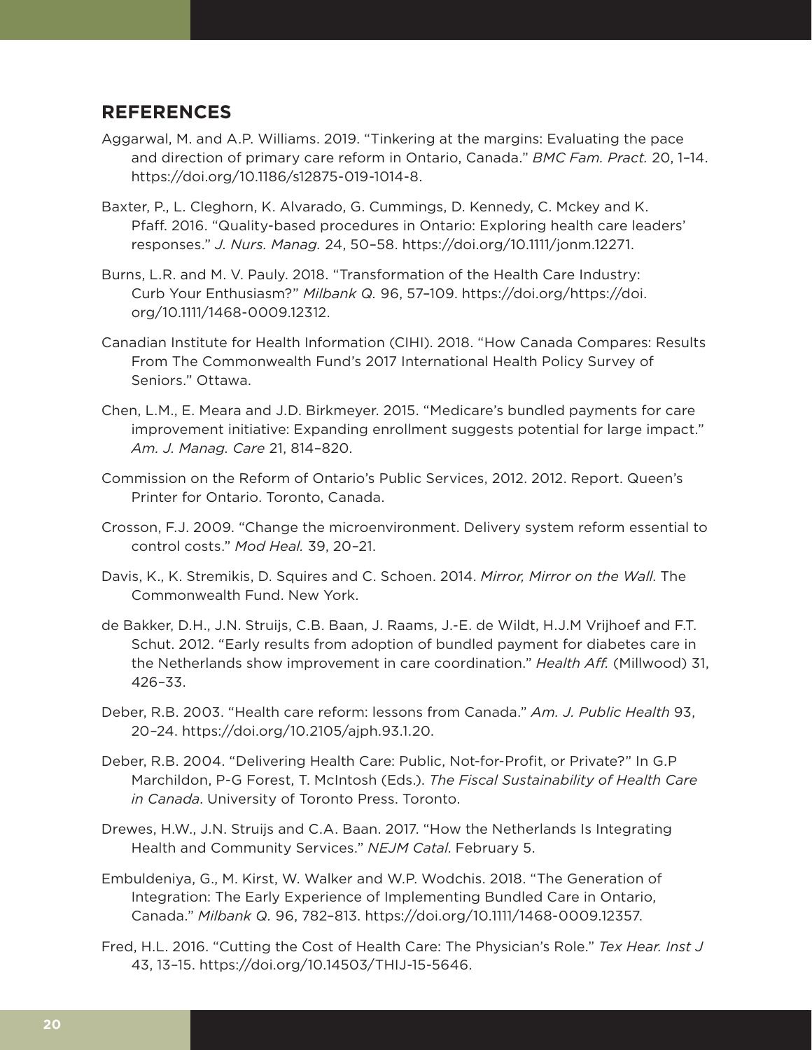## REFERENCES

Aggarwal, M. and A.P. Williams. 2019. "Tinkering at the margins: Evaluating the pace and direction of primary care reform in Ontario, Canada." *BMC Fam. Pract.* 20, 1–14. https://doi.org/10.1186/s12875-019-1014-8.

Baxter, P., L. Cleghorn, K. Alvarado, G. Cummings, D. Kennedy, C. Mckey and K. Pfaff. 2016. "Quality-based procedures in Ontario: Exploring health care leaders' responses." *J. Nurs. Manag.* 24, 50–58. https://doi.org/10.1111/jonm.12271.

Burns, L.R. and M. V. Pauly. 2018. "Transformation of the Health Care Industry: Curb Your Enthusiasm?" *Milbank Q.* 96, 57–109. https://doi.org/https://doi.org/10.1111/1468-0009.12312.

Canadian Institute for Health Information (CIHI). 2018. "How Canada Compares: Results From The Commonwealth Fund's 2017 International Health Policy Survey of Seniors." Ottawa.

Chen, L.M., E. Meara and J.D. Birkmeyer. 2015. "Medicare's bundled payments for care improvement initiative: Expanding enrollment suggests potential for large impact." *Am. J. Manag. Care* 21, 814–820.

Commission on the Reform of Ontario's Public Services, 2012. 2012. Report. Queen's Printer for Ontario. Toronto, Canada.

Crosson, F.J. 2009. "Change the microenvironment. Delivery system reform essential to control costs." *Mod Heal.* 39, 20–21.

Davis, K., K. Stremikis, D. Squires and C. Schoen. 2014. *Mirror, Mirror on the Wall*. The Commonwealth Fund. New York.

de Bakker, D.H., J.N. Struijs, C.B. Baan, J. Raams, J.-E. de Wildt, H.J.M Vrijhoef and F.T. Schut. 2012. "Early results from adoption of bundled payment for diabetes care in the Netherlands show improvement in care coordination." *Health Aff.* (Millwood) 31, 426–33.

Deber, R.B. 2003. "Health care reform: lessons from Canada." *Am. J. Public Health* 93, 20–24. https://doi.org/10.2105/ajph.93.1.20.

Deber, R.B. 2004. "Delivering Health Care: Public, Not-for-Profit, or Private?" In G.P Marchildon, P-G Forest, T. McIntosh (Eds.). *The Fiscal Sustainability of Health Care in Canada*. University of Toronto Press. Toronto.

Drewes, H.W., J.N. Struijs and C.A. Baan. 2017. "How the Netherlands Is Integrating Health and Community Services." *NEJM Catal.* February 5.

Embuldeniya, G., M. Kirst, W. Walker and W.P. Wodchis. 2018. "The Generation of Integration: The Early Experience of Implementing Bundled Care in Ontario, Canada." *Milbank Q.* 96, 782–813. https://doi.org/10.1111/1468-0009.12357.

Fred, H.L. 2016. "Cutting the Cost of Health Care: The Physician's Role." *Tex Hear. Inst J* 43, 13–15. https://doi.org/10.14503/THIJ-15-5646.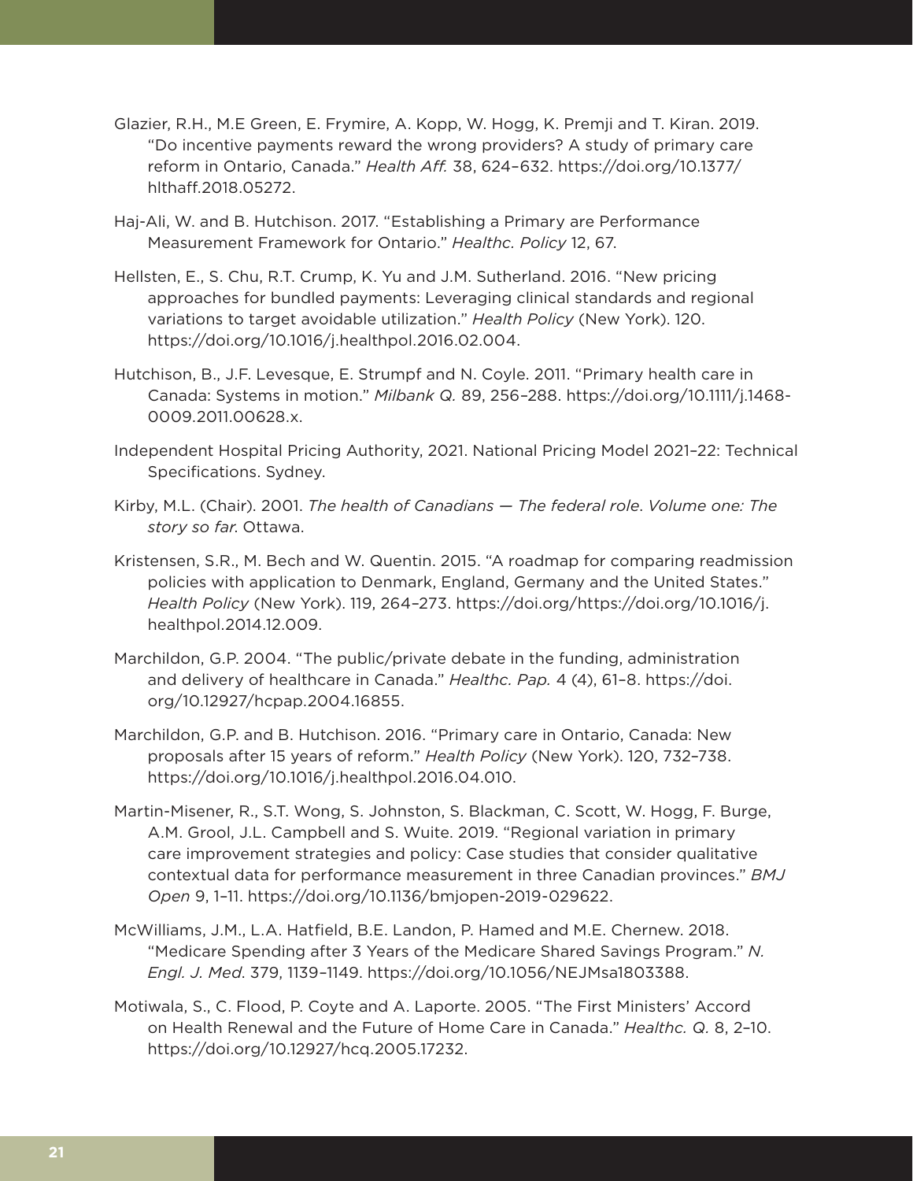Glazier, R.H., M.E Green, E. Frymire, A. Kopp, W. Hogg, K. Premji and T. Kiran. 2019. "Do incentive payments reward the wrong providers? A study of primary care reform in Ontario, Canada." *Health Aff.* 38, 624–632. https://doi.org/10.1377/hlthaff.2018.05272.

Haj-Ali, W. and B. Hutchison. 2017. "Establishing a Primary are Performance Measurement Framework for Ontario." *Healthc. Policy* 12, 67.

Hellsten, E., S. Chu, R.T. Crump, K. Yu and J.M. Sutherland. 2016. "New pricing approaches for bundled payments: Leveraging clinical standards and regional variations to target avoidable utilization." *Health Policy* (New York). 120. https://doi.org/10.1016/j.healthpol.2016.02.004.

Hutchison, B., J.F. Levesque, E. Strumpf and N. Coyle. 2011. "Primary health care in Canada: Systems in motion." *Milbank Q.* 89, 256–288. https://doi.org/10.1111/j.1468-0009.2011.00628.x.

Independent Hospital Pricing Authority, 2021. National Pricing Model 2021–22: Technical Specifications. Sydney.

Kirby, M.L. (Chair). 2001. *The health of Canadians — The federal role. Volume one: The story so far.* Ottawa.

Kristensen, S.R., M. Bech and W. Quentin. 2015. "A roadmap for comparing readmission policies with application to Denmark, England, Germany and the United States." *Health Policy* (New York). 119, 264–273. https://doi.org/https://doi.org/10.1016/j.healthpol.2014.12.009.

Marchildon, G.P. 2004. "The public/private debate in the funding, administration and delivery of healthcare in Canada." *Healthc. Pap.* 4 (4), 61–8. https://doi.org/10.12927/hcpap.2004.16855.

Marchildon, G.P. and B. Hutchison. 2016. "Primary care in Ontario, Canada: New proposals after 15 years of reform." *Health Policy* (New York). 120, 732–738. https://doi.org/10.1016/j.healthpol.2016.04.010.

Martin-Misener, R., S.T. Wong, S. Johnston, S. Blackman, C. Scott, W. Hogg, F. Burge, A.M. Grool, J.L. Campbell and S. Wuite. 2019. "Regional variation in primary care improvement strategies and policy: Case studies that consider qualitative contextual data for performance measurement in three Canadian provinces." *BMJ Open* 9, 1–11. https://doi.org/10.1136/bmjopen-2019-029622.

McWilliams, J.M., L.A. Hatfield, B.E. Landon, P. Hamed and M.E. Chernew. 2018. "Medicare Spending after 3 Years of the Medicare Shared Savings Program." *N. Engl. J. Med.* 379, 1139–1149. https://doi.org/10.1056/NEJMsa1803388.

Motiwala, S., C. Flood, P. Coyte and A. Laporte. 2005. "The First Ministers' Accord on Health Renewal and the Future of Home Care in Canada." *Healthc. Q.* 8, 2–10. https://doi.org/10.12927/hcq.2005.17232.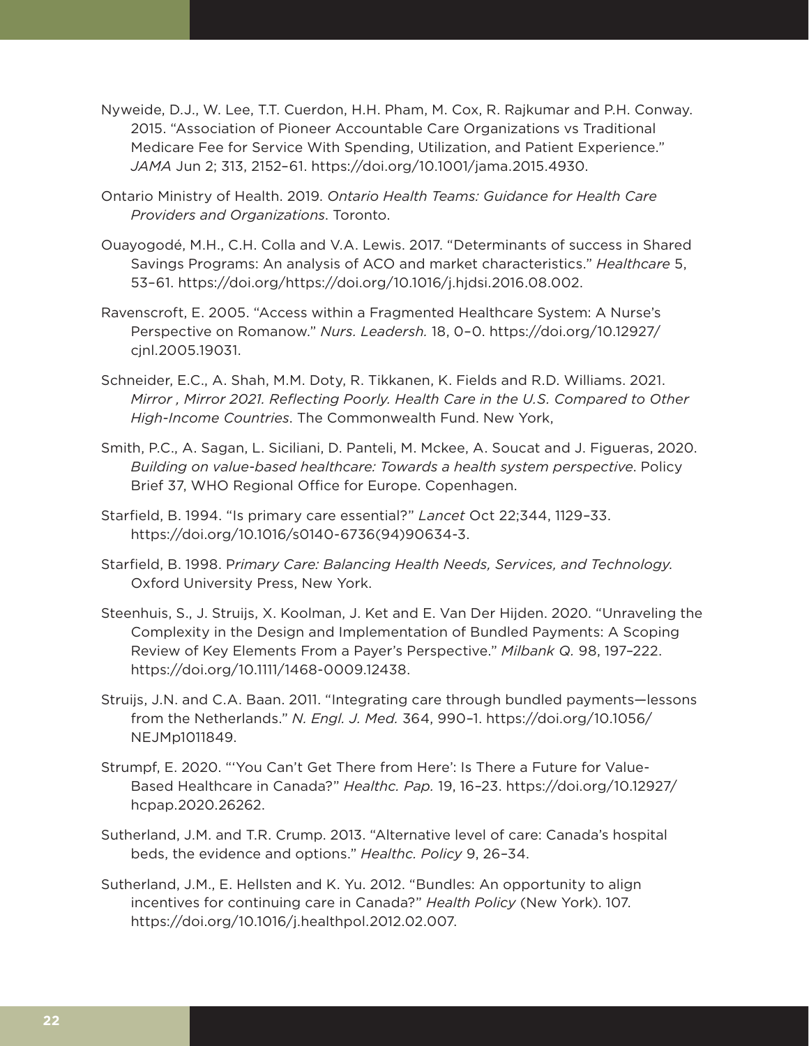Nyweide, D.J., W. Lee, T.T. Cuerdon, H.H. Pham, M. Cox, R. Rajkumar and P.H. Conway. 2015. "Association of Pioneer Accountable Care Organizations vs Traditional Medicare Fee for Service With Spending, Utilization, and Patient Experience." *JAMA* Jun 2; 313, 2152–61. https://doi.org/10.1001/jama.2015.4930.

Ontario Ministry of Health. 2019. *Ontario Health Teams: Guidance for Health Care Providers and Organizations*. Toronto.

Ouayogodé, M.H., C.H. Colla and V.A. Lewis. 2017. "Determinants of success in Shared Savings Programs: An analysis of ACO and market characteristics." *Healthcare* 5, 53–61. https://doi.org/https://doi.org/10.1016/j.hjdsi.2016.08.002.

Ravenscroft, E. 2005. "Access within a Fragmented Healthcare System: A Nurse's Perspective on Romanow." *Nurs. Leadersh.* 18, 0–0. https://doi.org/10.12927/cjnl.2005.19031.

Schneider, E.C., A. Shah, M.M. Doty, R. Tikkanen, K. Fields and R.D. Williams. 2021. *Mirror , Mirror 2021. Reflecting Poorly. Health Care in the U.S. Compared to Other High-Income Countries*. The Commonwealth Fund. New York,

Smith, P.C., A. Sagan, L. Siciliani, D. Panteli, M. Mckee, A. Soucat and J. Figueras, 2020. *Building on value-based healthcare: Towards a health system perspective*. Policy Brief 37, WHO Regional Office for Europe. Copenhagen.

Starfield, B. 1994. "Is primary care essential?" *Lancet* Oct 22;344, 1129–33. https://doi.org/10.1016/s0140-6736(94)90634-3.

Starfield, B. 1998. P*rimary Care: Balancing Health Needs, Services, and Technology*. Oxford University Press, New York.

Steenhuis, S., J. Struijs, X. Koolman, J. Ket and E. Van Der Hijden. 2020. "Unraveling the Complexity in the Design and Implementation of Bundled Payments: A Scoping Review of Key Elements From a Payer's Perspective." *Milbank Q.* 98, 197–222. https://doi.org/10.1111/1468-0009.12438.

Struijs, J.N. and C.A. Baan. 2011. "Integrating care through bundled payments—lessons from the Netherlands." *N. Engl. J. Med.* 364, 990–1. https://doi.org/10.1056/NEJMp1011849.

Strumpf, E. 2020. "'You Can't Get There from Here': Is There a Future for Value-Based Healthcare in Canada?" *Healthc. Pap.* 19, 16–23. https://doi.org/10.12927/hcpap.2020.26262.

Sutherland, J.M. and T.R. Crump. 2013. "Alternative level of care: Canada's hospital beds, the evidence and options." *Healthc. Policy* 9, 26–34.

Sutherland, J.M., E. Hellsten and K. Yu. 2012. "Bundles: An opportunity to align incentives for continuing care in Canada?" *Health Policy* (New York). 107. https://doi.org/10.1016/j.healthpol.2012.02.007.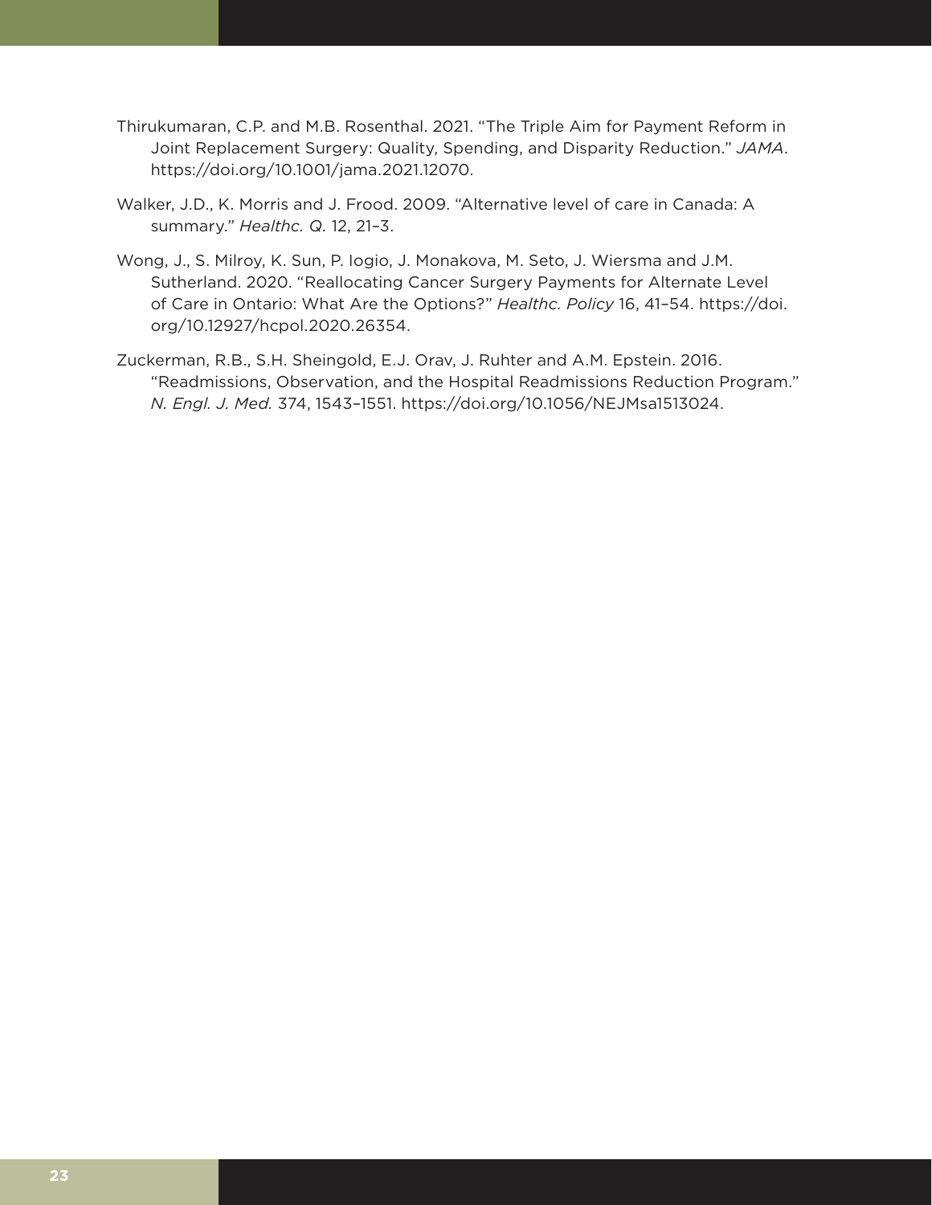Thirukumaran, C.P. and M.B. Rosenthal. 2021. "The Triple Aim for Payment Reform in Joint Replacement Surgery: Quality, Spending, and Disparity Reduction." *JAMA*. https://doi.org/10.1001/jama.2021.12070.

Walker, J.D., K. Morris and J. Frood. 2009. "Alternative level of care in Canada: A summary." *Healthc. Q.* 12, 21–3.

Wong, J., S. Milroy, K. Sun, P. Iogio, J. Monakova, M. Seto, J. Wiersma and J.M. Sutherland. 2020. "Reallocating Cancer Surgery Payments for Alternate Level of Care in Ontario: What Are the Options?" *Healthc. Policy* 16, 41–54. https://doi.org/10.12927/hcpol.2020.26354.

Zuckerman, R.B., S.H. Sheingold, E.J. Orav, J. Ruhter and A.M. Epstein. 2016. "Readmissions, Observation, and the Hospital Readmissions Reduction Program." *N. Engl. J. Med.* 374, 1543–1551. https://doi.org/10.1056/NEJMsa1513024.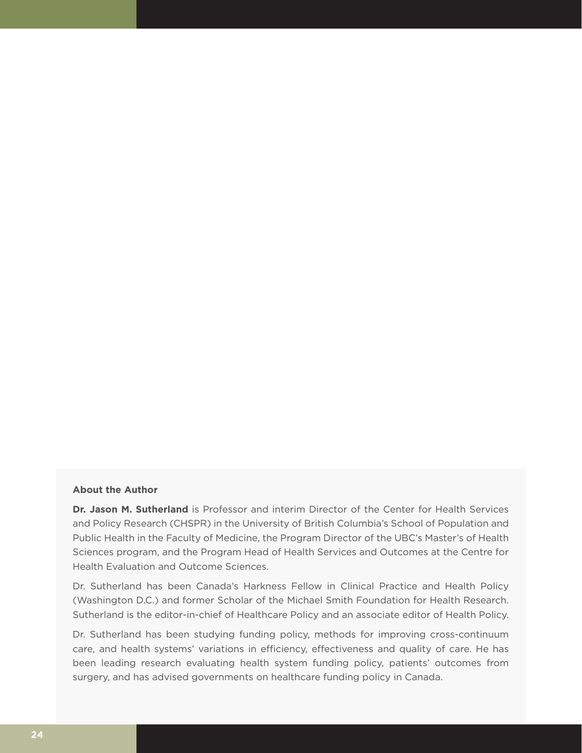**About the Author**

**Dr. Jason M. Sutherland** is Professor and interim Director of the Center for Health Services and Policy Research (CHSPR) in the University of British Columbia's School of Population and Public Health in the Faculty of Medicine, the Program Director of the UBC's Master's of Health Sciences program, and the Program Head of Health Services and Outcomes at the Centre for Health Evaluation and Outcome Sciences.

Dr. Sutherland has been Canada's Harkness Fellow in Clinical Practice and Health Policy (Washington D.C.) and former Scholar of the Michael Smith Foundation for Health Research. Sutherland is the editor-in-chief of Healthcare Policy and an associate editor of Health Policy.

Dr. Sutherland has been studying funding policy, methods for improving cross-continuum care, and health systems' variations in efficiency, effectiveness and quality of care. He has been leading research evaluating health system funding policy, patients' outcomes from surgery, and has advised governments on healthcare funding policy in Canada.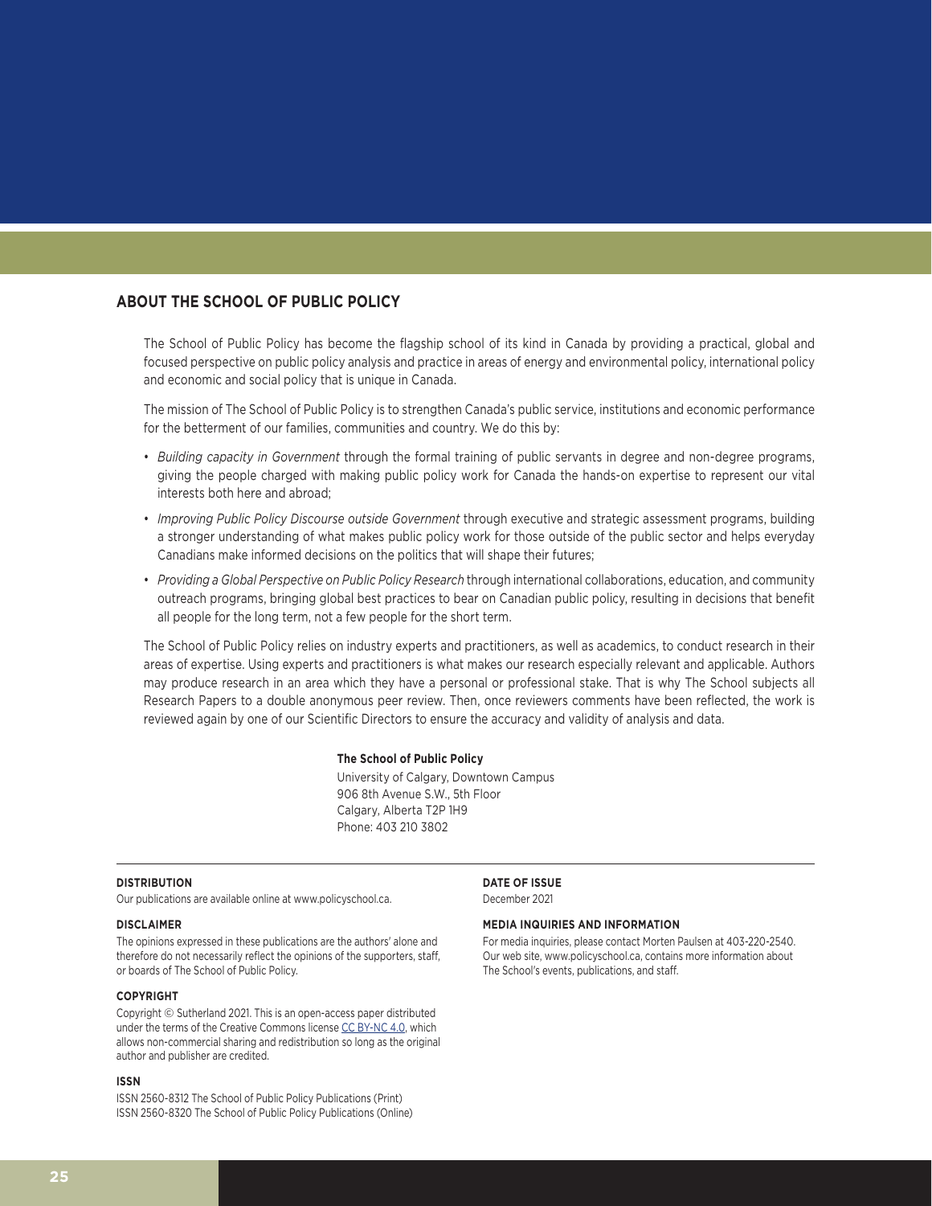## ABOUT THE SCHOOL OF PUBLIC POLICY

The School of Public Policy has become the flagship school of its kind in Canada by providing a practical, global and focused perspective on public policy analysis and practice in areas of energy and environmental policy, international policy and economic and social policy that is unique in Canada.

The mission of The School of Public Policy is to strengthen Canada's public service, institutions and economic performance for the betterment of our families, communities and country. We do this by:

- *Building capacity in Government* through the formal training of public servants in degree and non-degree programs, giving the people charged with making public policy work for Canada the hands-on expertise to represent our vital interests both here and abroad;
- *Improving Public Policy Discourse outside Government* through executive and strategic assessment programs, building a stronger understanding of what makes public policy work for those outside of the public sector and helps everyday Canadians make informed decisions on the politics that will shape their futures;
- *Providing a Global Perspective on Public Policy Research* through international collaborations, education, and community outreach programs, bringing global best practices to bear on Canadian public policy, resulting in decisions that benefit all people for the long term, not a few people for the short term.

The School of Public Policy relies on industry experts and practitioners, as well as academics, to conduct research in their areas of expertise. Using experts and practitioners is what makes our research especially relevant and applicable. Authors may produce research in an area which they have a personal or professional stake. That is why The School subjects all Research Papers to a double anonymous peer review. Then, once reviewers comments have been reflected, the work is reviewed again by one of our Scientific Directors to ensure the accuracy and validity of analysis and data.

**The School of Public Policy**
University of Calgary, Downtown Campus
906 8th Avenue S.W., 5th Floor
Calgary, Alberta T2P 1H9
Phone: 403 210 3802

**DISTRIBUTION**
Our publications are available online at www.policyschool.ca.

**DISCLAIMER**
The opinions expressed in these publications are the authors' alone and therefore do not necessarily reflect the opinions of the supporters, staff, or boards of The School of Public Policy.

**COPYRIGHT**
Copyright © Sutherland 2021. This is an open-access paper distributed under the terms of the Creative Commons license CC BY-NC 4.0, which allows non-commercial sharing and redistribution so long as the original author and publisher are credited.

**ISSN**
ISSN 2560-8312 The School of Public Policy Publications (Print)
ISSN 2560-8320 The School of Public Policy Publications (Online)

**DATE OF ISSUE**
December 2021

**MEDIA INQUIRIES AND INFORMATION**
For media inquiries, please contact Morten Paulsen at 403-220-2540. Our web site, www.policyschool.ca, contains more information about The School's events, publications, and staff.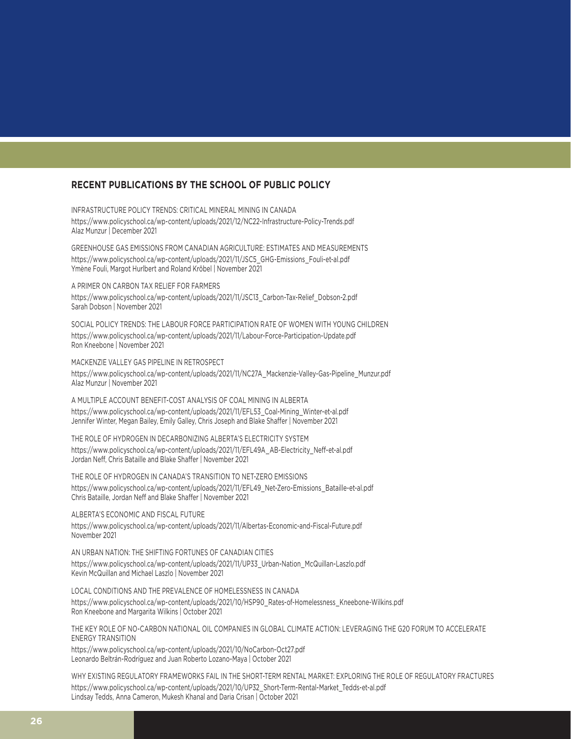## RECENT PUBLICATIONS BY THE SCHOOL OF PUBLIC POLICY

INFRASTRUCTURE POLICY TRENDS: CRITICAL MINERAL MINING IN CANADA
https://www.policyschool.ca/wp-content/uploads/2021/12/NC22-Infrastructure-Policy-Trends.pdf
Alaz Munzur | December 2021

GREENHOUSE GAS EMISSIONS FROM CANADIAN AGRICULTURE: ESTIMATES AND MEASUREMENTS
https://www.policyschool.ca/wp-content/uploads/2021/11/JSC5_GHG-Emissions_Fouli-et-al.pdf
Ymène Fouli, Margot Hurlbert and Roland Kröbel | November 2021

A PRIMER ON CARBON TAX RELIEF FOR FARMERS
https://www.policyschool.ca/wp-content/uploads/2021/11/JSC13_Carbon-Tax-Relief_Dobson-2.pdf
Sarah Dobson | November 2021

SOCIAL POLICY TRENDS: THE LABOUR FORCE PARTICIPATION RATE OF WOMEN WITH YOUNG CHILDREN
https://www.policyschool.ca/wp-content/uploads/2021/11/Labour-Force-Participation-Update.pdf
Ron Kneebone | November 2021

MACKENZIE VALLEY GAS PIPELINE IN RETROSPECT
https://www.policyschool.ca/wp-content/uploads/2021/11/NC27A_Mackenzie-Valley-Gas-Pipeline_Munzur.pdf
Alaz Munzur | November 2021

A MULTIPLE ACCOUNT BENEFIT-COST ANALYSIS OF COAL MINING IN ALBERTA
https://www.policyschool.ca/wp-content/uploads/2021/11/EFL53_Coal-Mining_Winter-et-al.pdf
Jennifer Winter, Megan Bailey, Emily Galley, Chris Joseph and Blake Shaffer | November 2021

THE ROLE OF HYDROGEN IN DECARBONIZING ALBERTA'S ELECTRICITY SYSTEM
https://www.policyschool.ca/wp-content/uploads/2021/11/EFL49A_AB-Electricity_Neff-et-al.pdf
Jordan Neff, Chris Bataille and Blake Shaffer | November 2021

THE ROLE OF HYDROGEN IN CANADA'S TRANSITION TO NET-ZERO EMISSIONS
https://www.policyschool.ca/wp-content/uploads/2021/11/EFL49_Net-Zero-Emissions_Bataille-et-al.pdf
Chris Bataille, Jordan Neff and Blake Shaffer | November 2021

ALBERTA'S ECONOMIC AND FISCAL FUTURE
https://www.policyschool.ca/wp-content/uploads/2021/11/Albertas-Economic-and-Fiscal-Future.pdf
November 2021

AN URBAN NATION: THE SHIFTING FORTUNES OF CANADIAN CITIES
https://www.policyschool.ca/wp-content/uploads/2021/11/UP33_Urban-Nation_McQuillan-Laszlo.pdf
Kevin McQuillan and Michael Laszlo | November 2021

LOCAL CONDITIONS AND THE PREVALENCE OF HOMELESSNESS IN CANADA
https://www.policyschool.ca/wp-content/uploads/2021/10/HSP90_Rates-of-Homelessness_Kneebone-Wilkins.pdf
Ron Kneebone and Margarita Wilkins | October 2021

THE KEY ROLE OF NO-CARBON NATIONAL OIL COMPANIES IN GLOBAL CLIMATE ACTION: LEVERAGING THE G20 FORUM TO ACCELERATE ENERGY TRANSITION
https://www.policyschool.ca/wp-content/uploads/2021/10/NoCarbon-Oct27.pdf
Leonardo Beltrán-Rodríguez and Juan Roberto Lozano-Maya | October 2021

WHY EXISTING REGULATORY FRAMEWORKS FAIL IN THE SHORT-TERM RENTAL MARKET: EXPLORING THE ROLE OF REGULATORY FRACTURES
https://www.policyschool.ca/wp-content/uploads/2021/10/UP32_Short-Term-Rental-Market_Tedds-et-al.pdf
Lindsay Tedds, Anna Cameron, Mukesh Khanal and Daria Crisan | October 2021